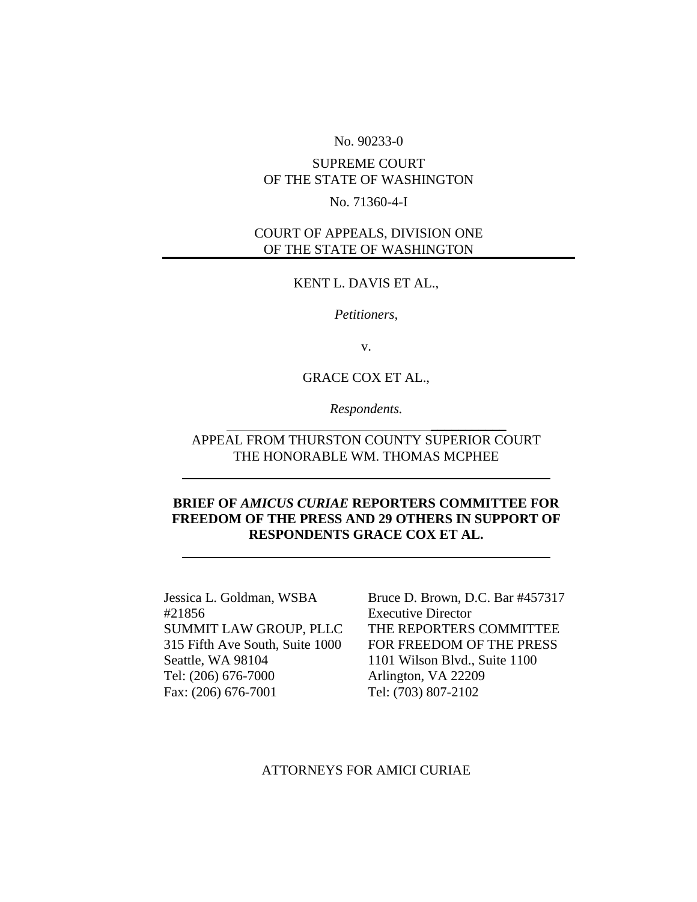No. 90233-0

SUPREME COURT
OF THE STATE OF WASHINGTON

No. 71360-4-I

COURT OF APPEALS, DIVISION ONE
OF THE STATE OF WASHINGTON

---

KENT L. DAVIS ET AL.,

*Petitioners,*

v.

GRACE COX ET AL.,

*Respondents.*

---

APPEAL FROM THURSTON COUNTY SUPERIOR COURT
THE HONORABLE WM. THOMAS MCPHEE

---

**BRIEF OF *AMICUS CURIAE* REPORTERS COMMITTEE FOR FREEDOM OF THE PRESS AND 29 OTHERS IN SUPPORT OF RESPONDENTS GRACE COX ET AL.**

---

Jessica L. Goldman, WSBA #21856
SUMMIT LAW GROUP, PLLC
315 Fifth Ave South, Suite 1000
Seattle, WA 98104
Tel: (206) 676-7000
Fax: (206) 676-7001

Bruce D. Brown, D.C. Bar #457317
Executive Director
THE REPORTERS COMMITTEE FOR FREEDOM OF THE PRESS
1101 Wilson Blvd., Suite 1100
Arlington, VA 22209
Tel: (703) 807-2102

ATTORNEYS FOR AMICI CURIAE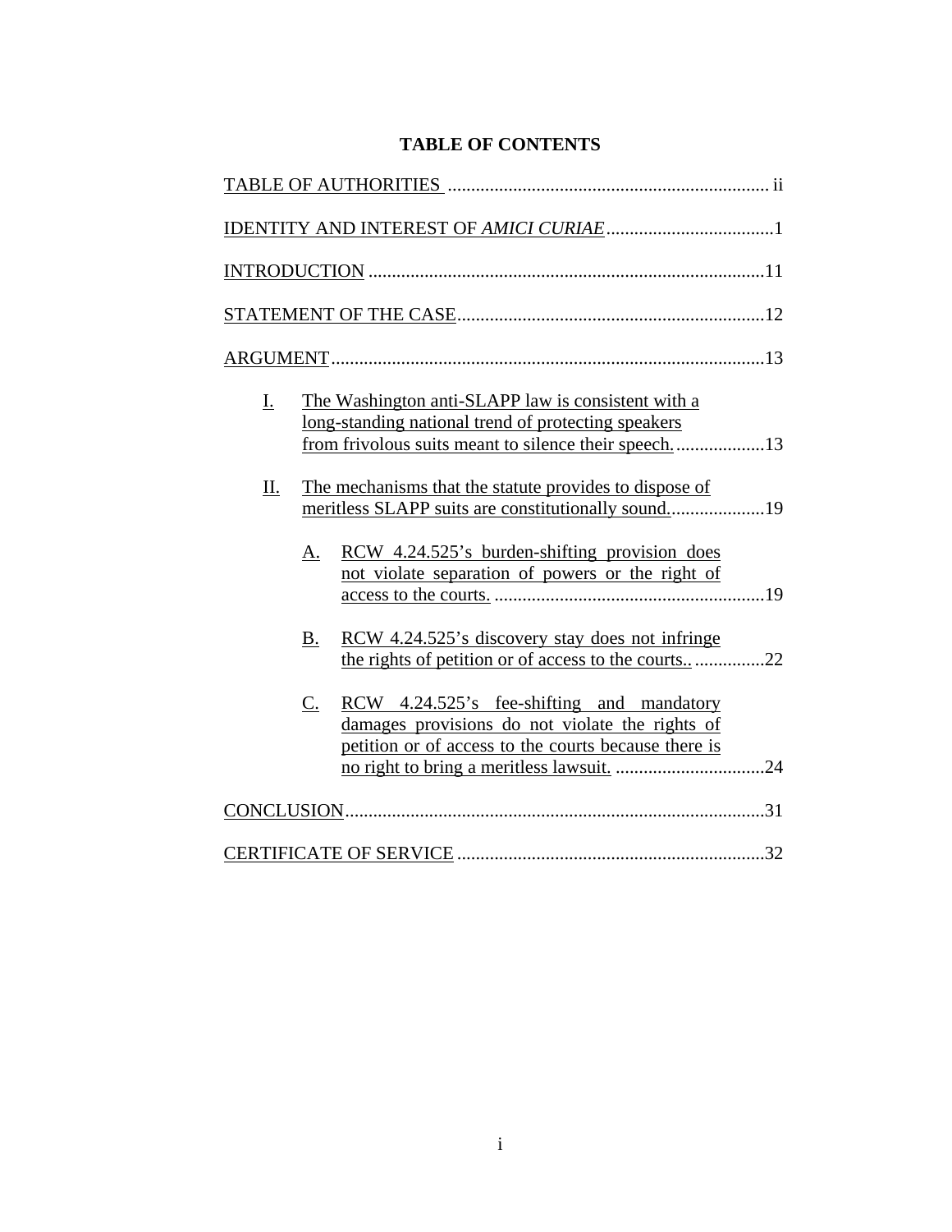# TABLE OF CONTENTS

TABLE OF AUTHORITIES .................................................................... ii

IDENTITY AND INTEREST OF *AMICI CURIAE* ....................................1

INTRODUCTION .....................................................................................11

STATEMENT OF THE CASE..................................................................12

ARGUMENT .............................................................................................13

I. The Washington anti-SLAPP law is consistent with a long-standing national trend of protecting speakers from frivolous suits meant to silence their speech. ...................13

II. The mechanisms that the statute provides to dispose of meritless SLAPP suits are constitutionally sound. ....................19

   A. RCW 4.24.525's burden-shifting provision does not violate separation of powers or the right of access to the courts. ..........................................................19

   B. RCW 4.24.525's discovery stay does not infringe the rights of petition or of access to the courts.. ...............22

   C. RCW 4.24.525's fee-shifting and mandatory damages provisions do not violate the rights of petition or of access to the courts because there is no right to bring a meritless lawsuit. ................................24

CONCLUSION..........................................................................................31

CERTIFICATE OF SERVICE ..................................................................32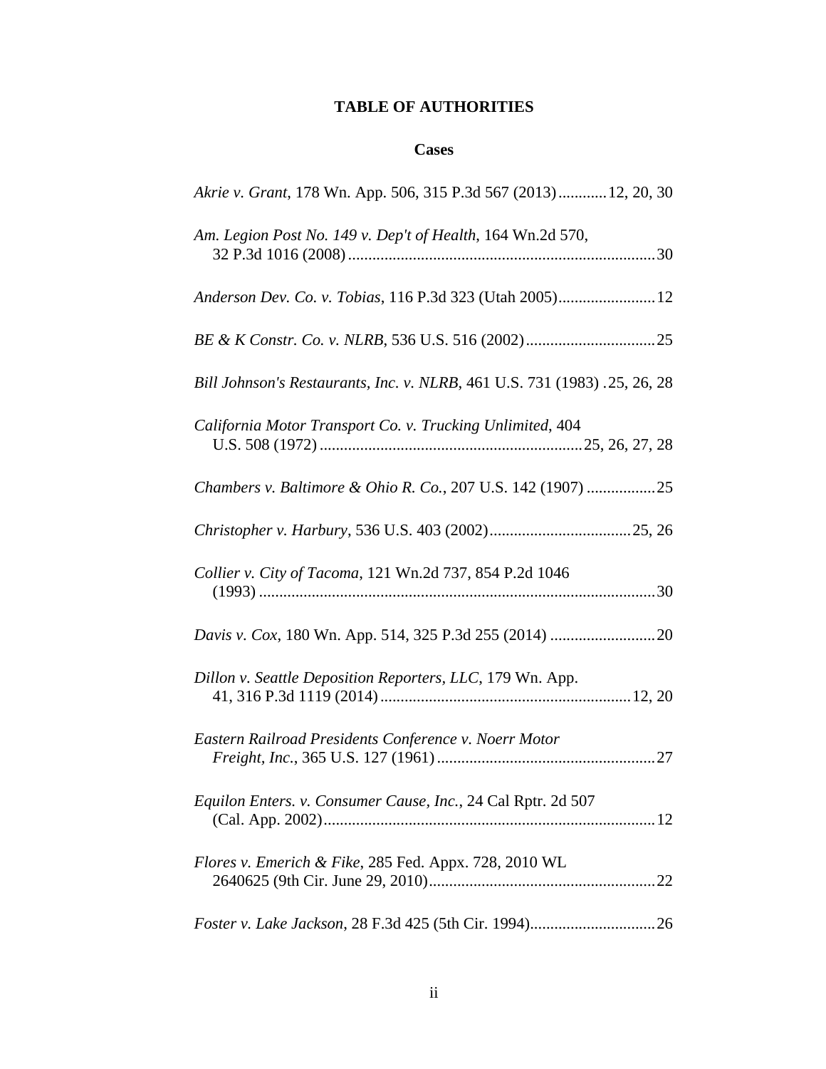# TABLE OF AUTHORITIES

## Cases

*Akrie v. Grant*, 178 Wn. App. 506, 315 P.3d 567 (2013)............12, 20, 30

*Am. Legion Post No. 149 v. Dep't of Health*, 164 Wn.2d 570, 32 P.3d 1016 (2008)............................................................................30

*Anderson Dev. Co. v. Tobias*, 116 P.3d 323 (Utah 2005)........................12

*BE & K Constr. Co. v. NLRB*, 536 U.S. 516 (2002)................................25

*Bill Johnson's Restaurants, Inc. v. NLRB*, 461 U.S. 731 (1983) .25, 26, 28

*California Motor Transport Co. v. Trucking Unlimited*, 404 U.S. 508 (1972) .................................................................25, 26, 27, 28

*Chambers v. Baltimore & Ohio R. Co.*, 207 U.S. 142 (1907) .................25

*Christopher v. Harbury*, 536 U.S. 403 (2002)...................................25, 26

*Collier v. City of Tacoma*, 121 Wn.2d 737, 854 P.2d 1046 (1993) ..................................................................................................30

*Davis v. Cox*, 180 Wn. App. 514, 325 P.3d 255 (2014) ..........................20

*Dillon v. Seattle Deposition Reporters, LLC*, 179 Wn. App. 41, 316 P.3d 1119 (2014).............................................................12, 20

*Eastern Railroad Presidents Conference v. Noerr Motor Freight, Inc.*, 365 U.S. 127 (1961)......................................................27

*Equilon Enters. v. Consumer Cause, Inc.*, 24 Cal Rptr. 2d 507 (Cal. App. 2002).................................................................................12

*Flores v. Emerich & Fike*, 285 Fed. Appx. 728, 2010 WL 2640625 (9th Cir. June 29, 2010)........................................................22

*Foster v. Lake Jackson*, 28 F.3d 425 (5th Cir. 1994)...............................26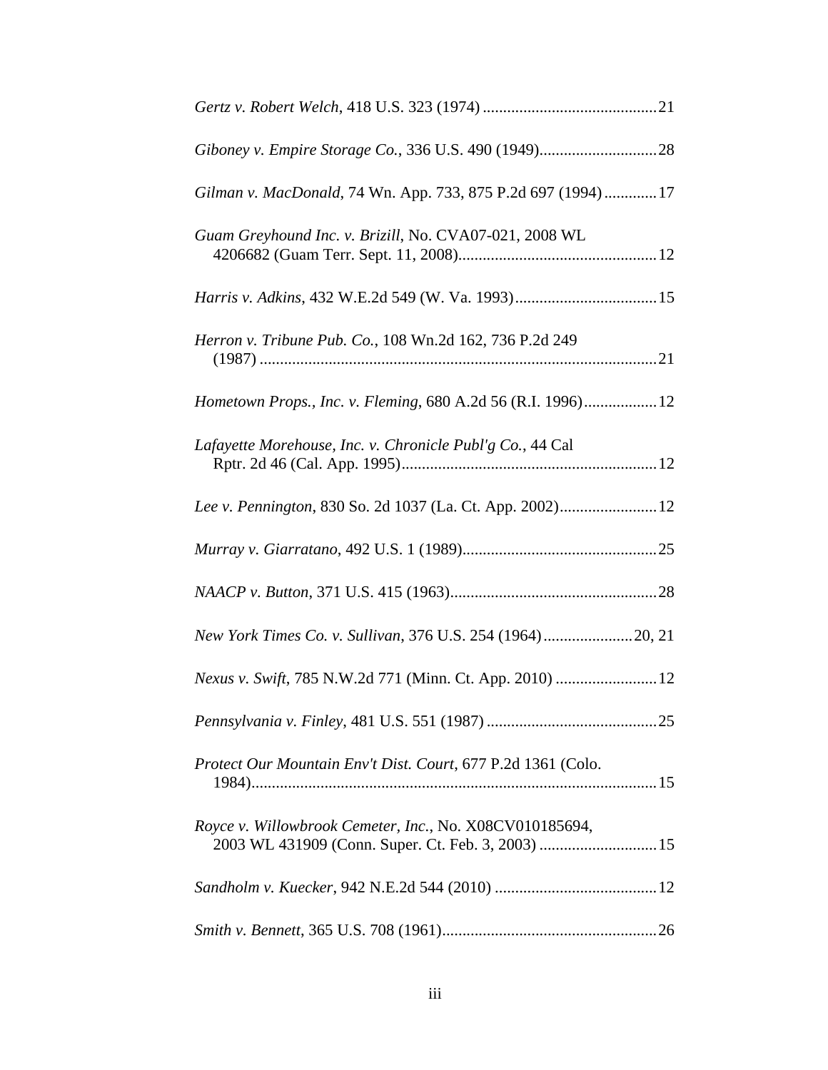*Gertz v. Robert Welch*, 418 U.S. 323 (1974) ........................................... 21

*Giboney v. Empire Storage Co.*, 336 U.S. 490 (1949)............................. 28

*Gilman v. MacDonald*, 74 Wn. App. 733, 875 P.2d 697 (1994) ............. 17

*Guam Greyhound Inc. v. Brizill*, No. CVA07-021, 2008 WL 4206682 (Guam Terr. Sept. 11, 2008)................................................. 12

*Harris v. Adkins*, 432 W.E.2d 549 (W. Va. 1993)................................... 15

*Herron v. Tribune Pub. Co.*, 108 Wn.2d 162, 736 P.2d 249 (1987) .................................................................................................. 21

*Hometown Props., Inc. v. Fleming*, 680 A.2d 56 (R.I. 1996).................. 12

*Lafayette Morehouse, Inc. v. Chronicle Publ'g Co.*, 44 Cal Rptr. 2d 46 (Cal. App. 1995)............................................................... 12

*Lee v. Pennington*, 830 So. 2d 1037 (La. Ct. App. 2002)........................ 12

*Murray v. Giarratano*, 492 U.S. 1 (1989)................................................ 25

*NAACP v. Button*, 371 U.S. 415 (1963)................................................... 28

*New York Times Co. v. Sullivan*, 376 U.S. 254 (1964)...................... 20, 21

*Nexus v. Swift*, 785 N.W.2d 771 (Minn. Ct. App. 2010) ......................... 12

*Pennsylvania v. Finley*, 481 U.S. 551 (1987) .......................................... 25

*Protect Our Mountain Env't Dist. Court*, 677 P.2d 1361 (Colo. 1984)................................................................................................... 15

*Royce v. Willowbrook Cemeter, Inc.*, No. X08CV010185694, 2003 WL 431909 (Conn. Super. Ct. Feb. 3, 2003) ............................. 15

*Sandholm v. Kuecker*, 942 N.E.2d 544 (2010) ........................................ 12

*Smith v. Bennett*, 365 U.S. 708 (1961)..................................................... 26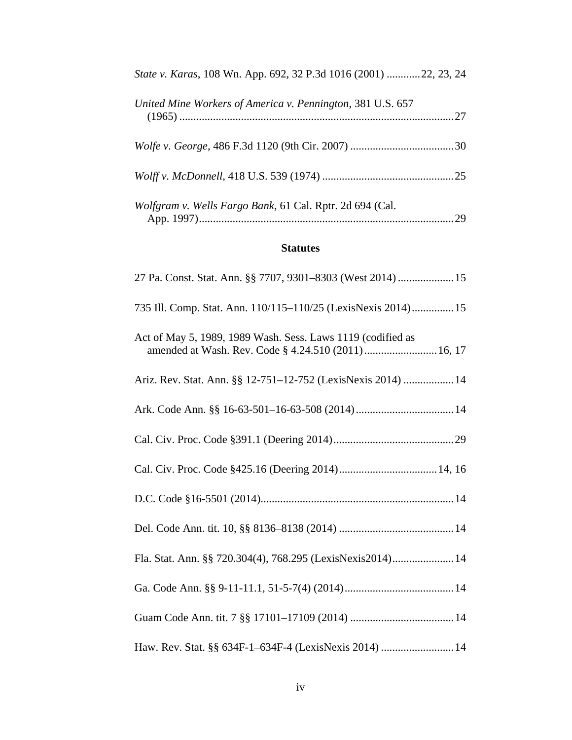*State v. Karas*, 108 Wn. App. 692, 32 P.3d 1016 (2001) ............22, 23, 24

*United Mine Workers of America v. Pennington*, 381 U.S. 657 (1965) .................................................................................................27

*Wolfe v. George*, 486 F.3d 1120 (9th Cir. 2007) .....................................30

*Wolff v. McDonnell*, 418 U.S. 539 (1974) ...............................................25

*Wolfgram v. Wells Fargo Bank*, 61 Cal. Rptr. 2d 694 (Cal. App. 1997)..........................................................................................29

**Statutes**

27 Pa. Const. Stat. Ann. §§ 7707, 9301–8303 (West 2014) ....................15

735 Ill. Comp. Stat. Ann. 110/115–110/25 (LexisNexis 2014)...............15

Act of May 5, 1989, 1989 Wash. Sess. Laws 1119 (codified as amended at Wash. Rev. Code § 4.24.510 (2011)..........................16, 17

Ariz. Rev. Stat. Ann. §§ 12-751–12-752 (LexisNexis 2014) ..................14

Ark. Code Ann. §§ 16-63-501–16-63-508 (2014)...................................14

Cal. Civ. Proc. Code §391.1 (Deering 2014)...........................................29

Cal. Civ. Proc. Code §425.16 (Deering 2014)...................................14, 16

D.C. Code §16-5501 (2014)....................................................................14

Del. Code Ann. tit. 10, §§ 8136–8138 (2014) .........................................14

Fla. Stat. Ann. §§ 720.304(4), 768.295 (LexisNexis2014)......................14

Ga. Code Ann. §§ 9-11-11.1, 51-5-7(4) (2014).......................................14

Guam Code Ann. tit. 7 §§ 17101–17109 (2014) .....................................14

Haw. Rev. Stat. §§ 634F-1–634F-4 (LexisNexis 2014) ..........................14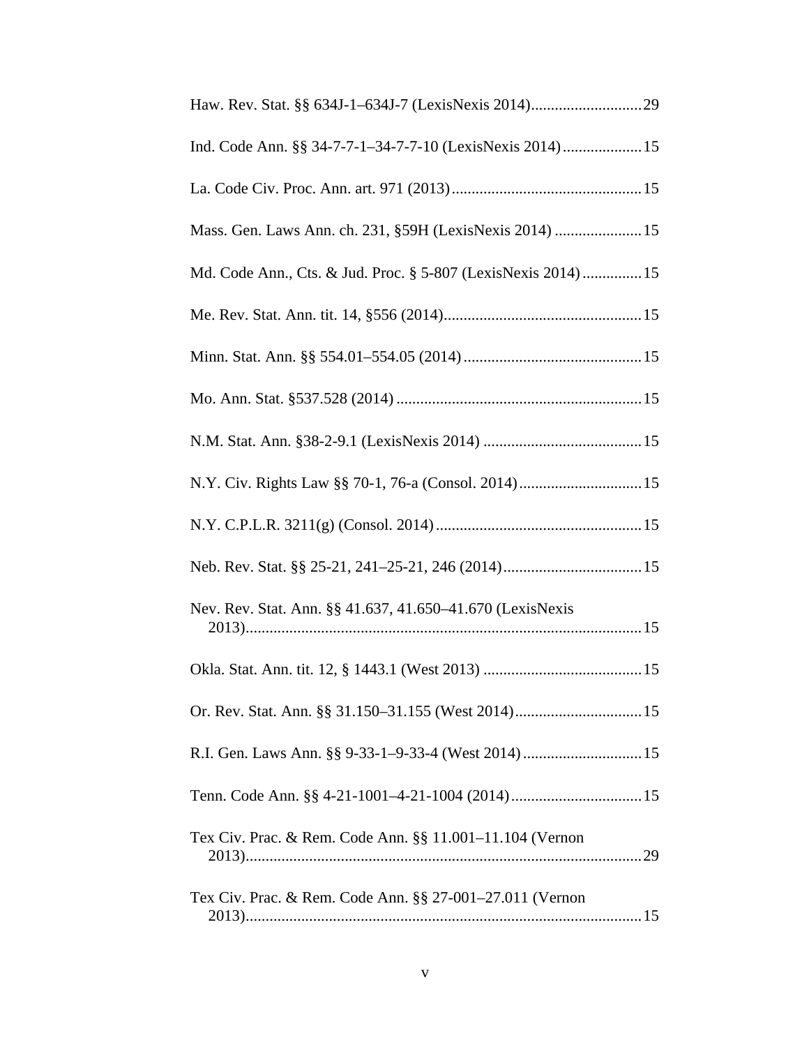Haw. Rev. Stat. §§ 634J-1–634J-7 (LexisNexis 2014)............................29

Ind. Code Ann. §§ 34-7-7-1–34-7-7-10 (LexisNexis 2014)....................15

La. Code Civ. Proc. Ann. art. 971 (2013)................................................15

Mass. Gen. Laws Ann. ch. 231, §59H (LexisNexis 2014) ......................15

Md. Code Ann., Cts. & Jud. Proc. § 5-807 (LexisNexis 2014)...............15

Me. Rev. Stat. Ann. tit. 14, §556 (2014)..................................................15

Minn. Stat. Ann. §§ 554.01–554.05 (2014).............................................15

Mo. Ann. Stat. §537.528 (2014) .............................................................15

N.M. Stat. Ann. §38-2-9.1 (LexisNexis 2014) ........................................15

N.Y. Civ. Rights Law §§ 70-1, 76-a (Consol. 2014)...............................15

N.Y. C.P.L.R. 3211(g) (Consol. 2014)....................................................15

Neb. Rev. Stat. §§ 25-21, 241–25-21, 246 (2014)...................................15

Nev. Rev. Stat. Ann. §§ 41.637, 41.650–41.670 (LexisNexis 2013)....................................................................................................15

Okla. Stat. Ann. tit. 12, § 1443.1 (West 2013) ........................................15

Or. Rev. Stat. Ann. §§ 31.150–31.155 (West 2014)................................15

R.I. Gen. Laws Ann. §§ 9-33-1–9-33-4 (West 2014)..............................15

Tenn. Code Ann. §§ 4-21-1001–4-21-1004 (2014).................................15

Tex Civ. Prac. & Rem. Code Ann. §§ 11.001–11.104 (Vernon 2013)....................................................................................................29

Tex Civ. Prac. & Rem. Code Ann. §§ 27-001–27.011 (Vernon 2013)....................................................................................................15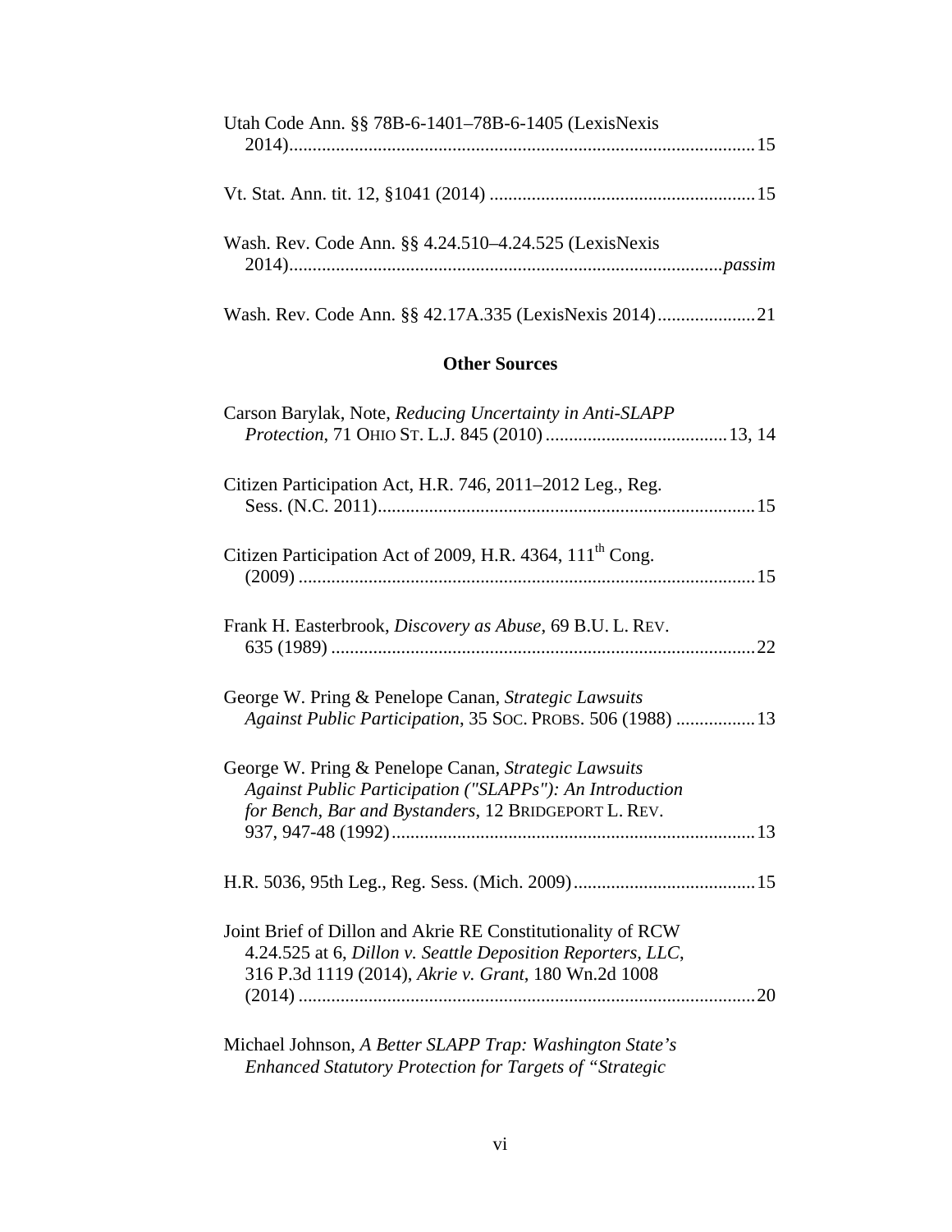Utah Code Ann. §§ 78B-6-1401–78B-6-1405 (LexisNexis 2014)....................................................................................................15

Vt. Stat. Ann. tit. 12, §1041 (2014) .........................................................15

Wash. Rev. Code Ann. §§ 4.24.510–4.24.525 (LexisNexis 2014)............................................................................................*passim*

Wash. Rev. Code Ann. §§ 42.17A.335 (LexisNexis 2014).....................21

## Other Sources

Carson Barylak, Note, *Reducing Uncertainty in Anti-SLAPP Protection*, 71 OHIO ST. L.J. 845 (2010).......................................13, 14

Citizen Participation Act, H.R. 746, 2011–2012 Leg., Reg. Sess. (N.C. 2011)................................................................................15

Citizen Participation Act of 2009, H.R. 4364, 111th Cong. (2009) .................................................................................................15

Frank H. Easterbrook, *Discovery as Abuse*, 69 B.U. L. REV. 635 (1989) ...........................................................................................22

George W. Pring & Penelope Canan, *Strategic Lawsuits Against Public Participation*, 35 SOC. PROBS. 506 (1988) .................13

George W. Pring & Penelope Canan, *Strategic Lawsuits Against Public Participation ("SLAPPs"): An Introduction for Bench, Bar and Bystanders*, 12 BRIDGEPORT L. REV. 937, 947-48 (1992).............................................................................13

H.R. 5036, 95th Leg., Reg. Sess. (Mich. 2009).......................................15

Joint Brief of Dillon and Akrie RE Constitutionality of RCW 4.24.525 at 6, *Dillon v. Seattle Deposition Reporters, LLC*, 316 P.3d 1119 (2014), *Akrie v. Grant*, 180 Wn.2d 1008 (2014) ..................................................................................................20

Michael Johnson, *A Better SLAPP Trap: Washington State's Enhanced Statutory Protection for Targets of "Strategic*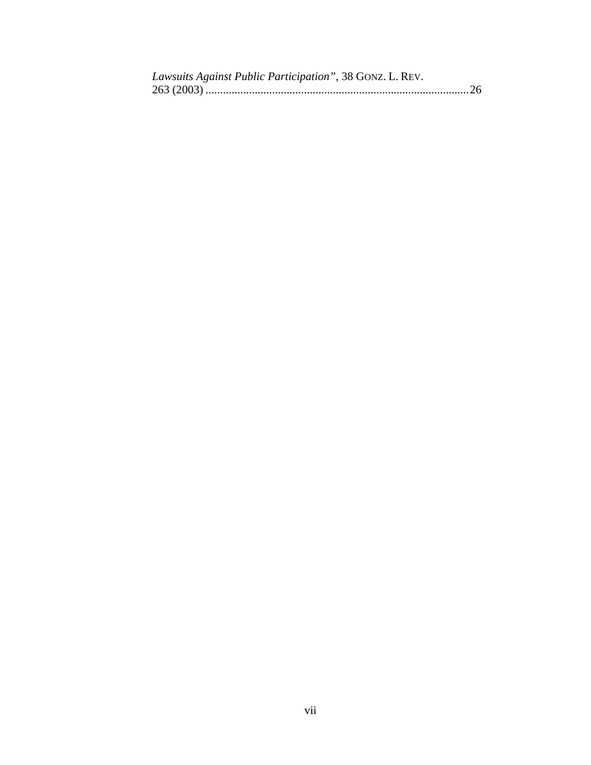*Lawsuits Against Public Participation"*, 38 GONZ. L. REV. 263 (2003) ..........................................................................................26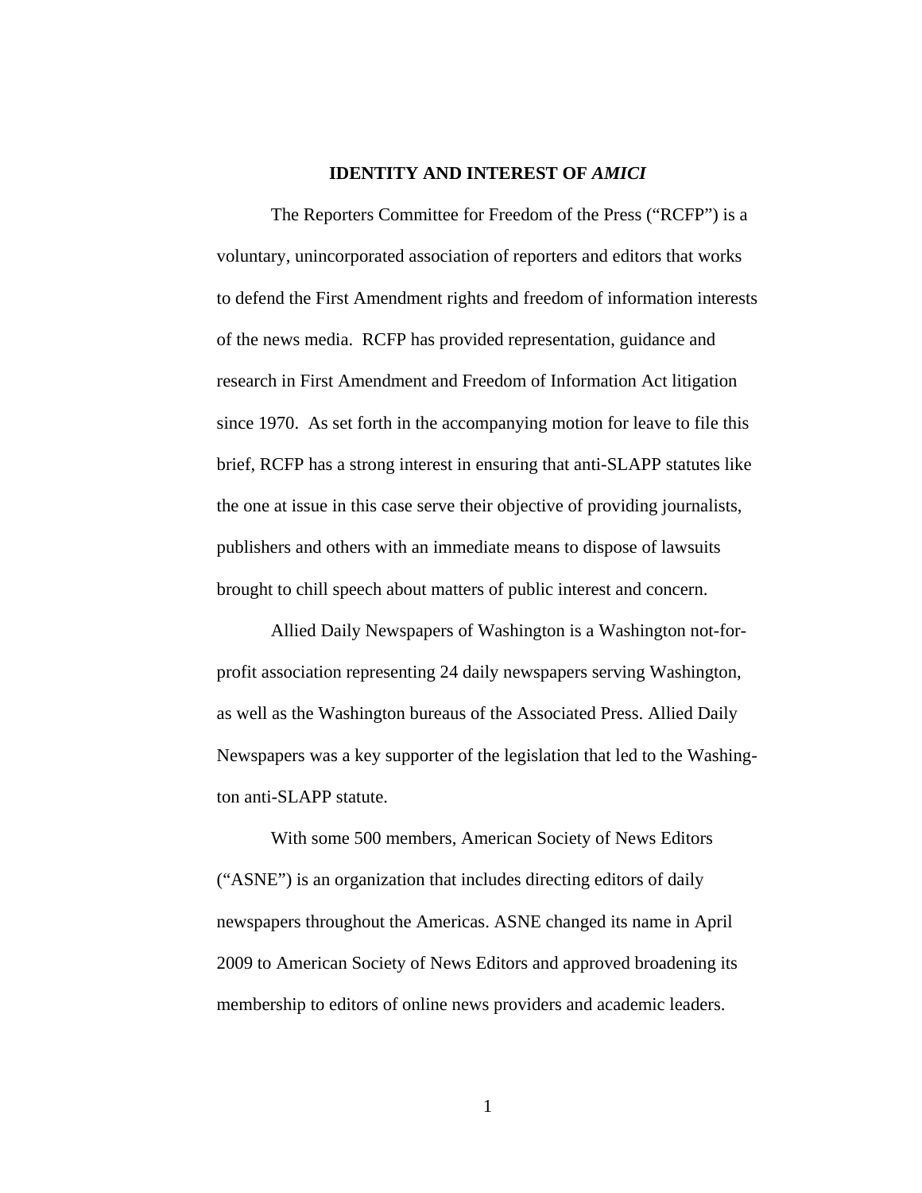## IDENTITY AND INTEREST OF *AMICI*

The Reporters Committee for Freedom of the Press ("RCFP") is a voluntary, unincorporated association of reporters and editors that works to defend the First Amendment rights and freedom of information interests of the news media. RCFP has provided representation, guidance and research in First Amendment and Freedom of Information Act litigation since 1970. As set forth in the accompanying motion for leave to file this brief, RCFP has a strong interest in ensuring that anti-SLAPP statutes like the one at issue in this case serve their objective of providing journalists, publishers and others with an immediate means to dispose of lawsuits brought to chill speech about matters of public interest and concern.

Allied Daily Newspapers of Washington is a Washington not-for-profit association representing 24 daily newspapers serving Washington, as well as the Washington bureaus of the Associated Press. Allied Daily Newspapers was a key supporter of the legislation that led to the Washington anti-SLAPP statute.

With some 500 members, American Society of News Editors ("ASNE") is an organization that includes directing editors of daily newspapers throughout the Americas. ASNE changed its name in April 2009 to American Society of News Editors and approved broadening its membership to editors of online news providers and academic leaders.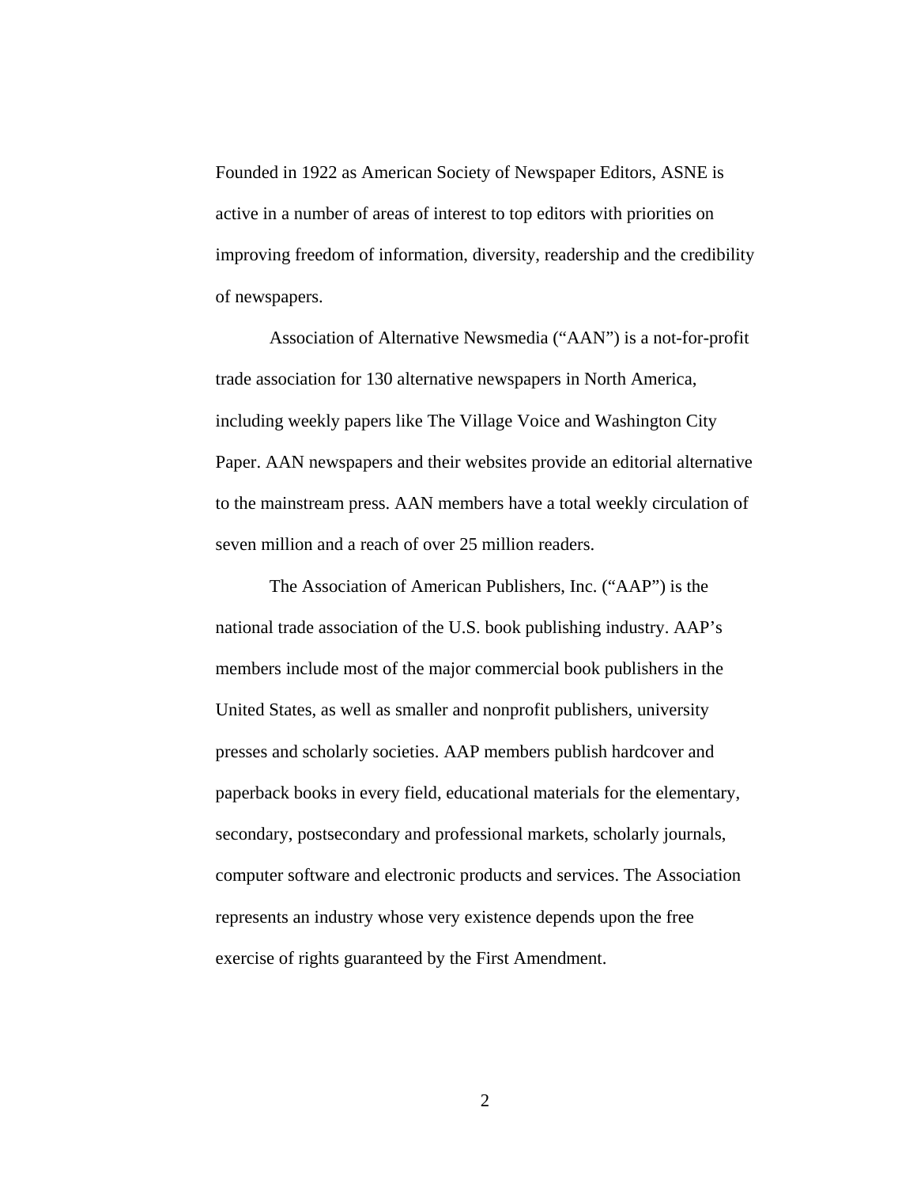Founded in 1922 as American Society of Newspaper Editors, ASNE is active in a number of areas of interest to top editors with priorities on improving freedom of information, diversity, readership and the credibility of newspapers.

Association of Alternative Newsmedia ("AAN") is a not-for-profit trade association for 130 alternative newspapers in North America, including weekly papers like The Village Voice and Washington City Paper. AAN newspapers and their websites provide an editorial alternative to the mainstream press. AAN members have a total weekly circulation of seven million and a reach of over 25 million readers.

The Association of American Publishers, Inc. ("AAP") is the national trade association of the U.S. book publishing industry. AAP's members include most of the major commercial book publishers in the United States, as well as smaller and nonprofit publishers, university presses and scholarly societies. AAP members publish hardcover and paperback books in every field, educational materials for the elementary, secondary, postsecondary and professional markets, scholarly journals, computer software and electronic products and services. The Association represents an industry whose very existence depends upon the free exercise of rights guaranteed by the First Amendment.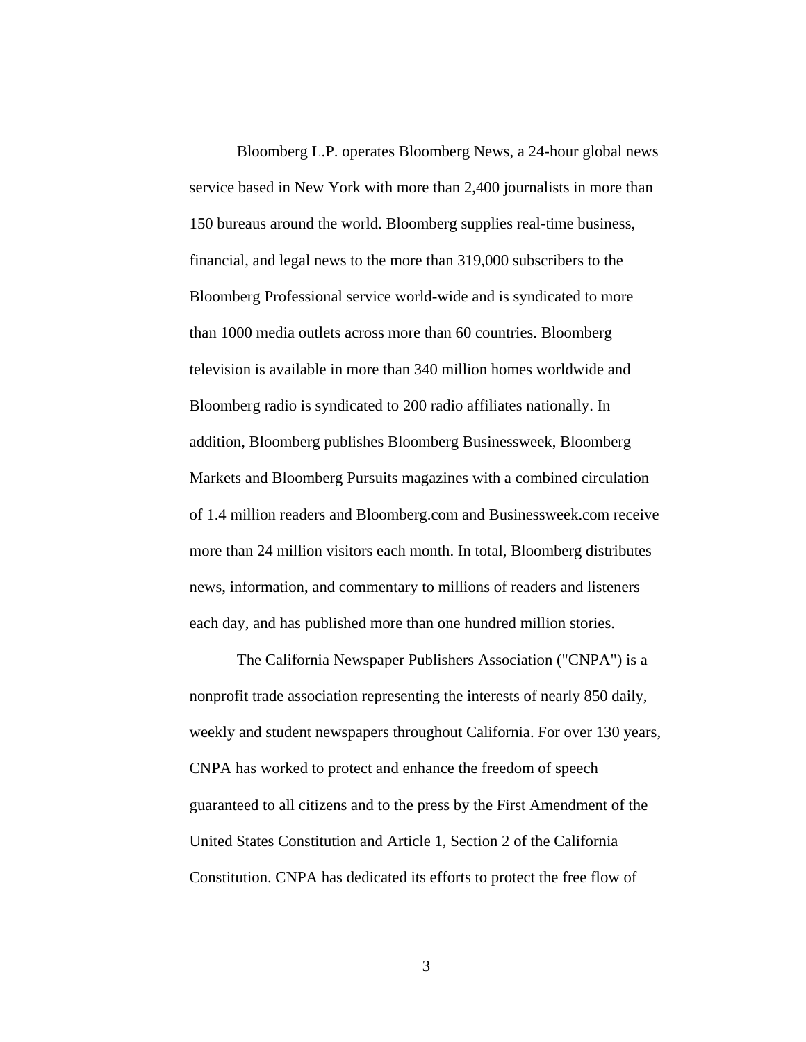Bloomberg L.P. operates Bloomberg News, a 24-hour global news service based in New York with more than 2,400 journalists in more than 150 bureaus around the world. Bloomberg supplies real-time business, financial, and legal news to the more than 319,000 subscribers to the Bloomberg Professional service world-wide and is syndicated to more than 1000 media outlets across more than 60 countries. Bloomberg television is available in more than 340 million homes worldwide and Bloomberg radio is syndicated to 200 radio affiliates nationally. In addition, Bloomberg publishes Bloomberg Businessweek, Bloomberg Markets and Bloomberg Pursuits magazines with a combined circulation of 1.4 million readers and Bloomberg.com and Businessweek.com receive more than 24 million visitors each month. In total, Bloomberg distributes news, information, and commentary to millions of readers and listeners each day, and has published more than one hundred million stories.

The California Newspaper Publishers Association ("CNPA") is a nonprofit trade association representing the interests of nearly 850 daily, weekly and student newspapers throughout California. For over 130 years, CNPA has worked to protect and enhance the freedom of speech guaranteed to all citizens and to the press by the First Amendment of the United States Constitution and Article 1, Section 2 of the California Constitution. CNPA has dedicated its efforts to protect the free flow of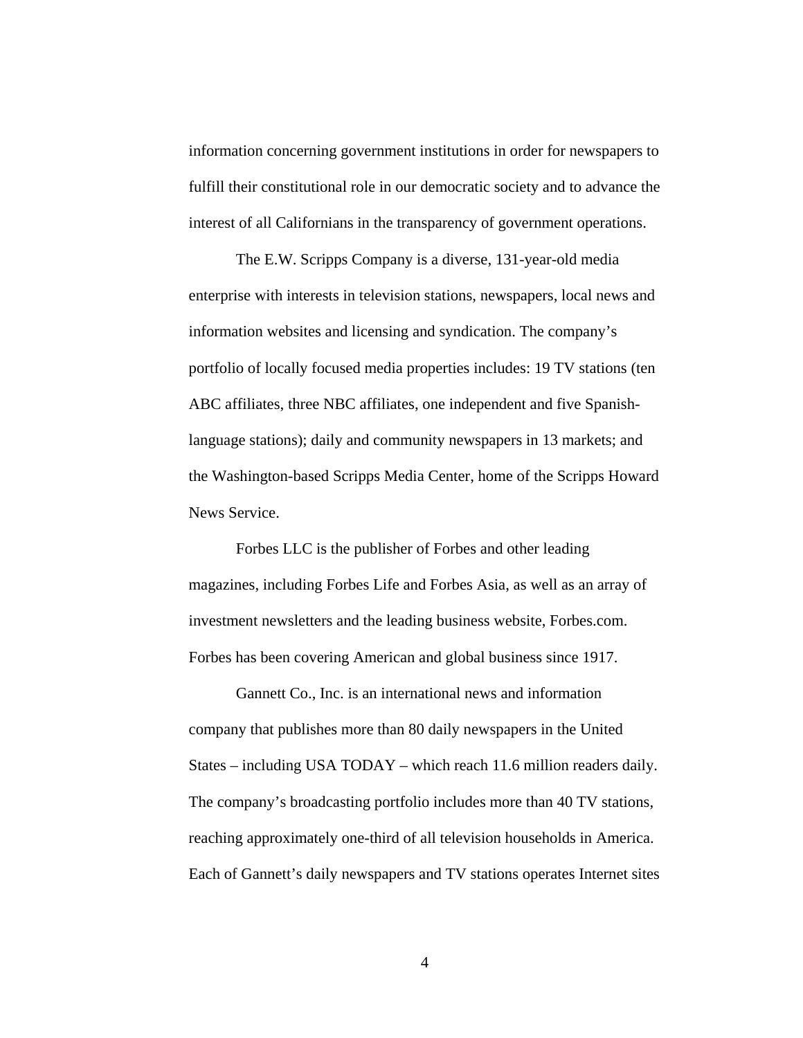information concerning government institutions in order for newspapers to fulfill their constitutional role in our democratic society and to advance the interest of all Californians in the transparency of government operations.

The E.W. Scripps Company is a diverse, 131-year-old media enterprise with interests in television stations, newspapers, local news and information websites and licensing and syndication. The company's portfolio of locally focused media properties includes: 19 TV stations (ten ABC affiliates, three NBC affiliates, one independent and five Spanish-language stations); daily and community newspapers in 13 markets; and the Washington-based Scripps Media Center, home of the Scripps Howard News Service.

Forbes LLC is the publisher of Forbes and other leading magazines, including Forbes Life and Forbes Asia, as well as an array of investment newsletters and the leading business website, Forbes.com. Forbes has been covering American and global business since 1917.

Gannett Co., Inc. is an international news and information company that publishes more than 80 daily newspapers in the United States – including USA TODAY – which reach 11.6 million readers daily. The company's broadcasting portfolio includes more than 40 TV stations, reaching approximately one-third of all television households in America. Each of Gannett's daily newspapers and TV stations operates Internet sites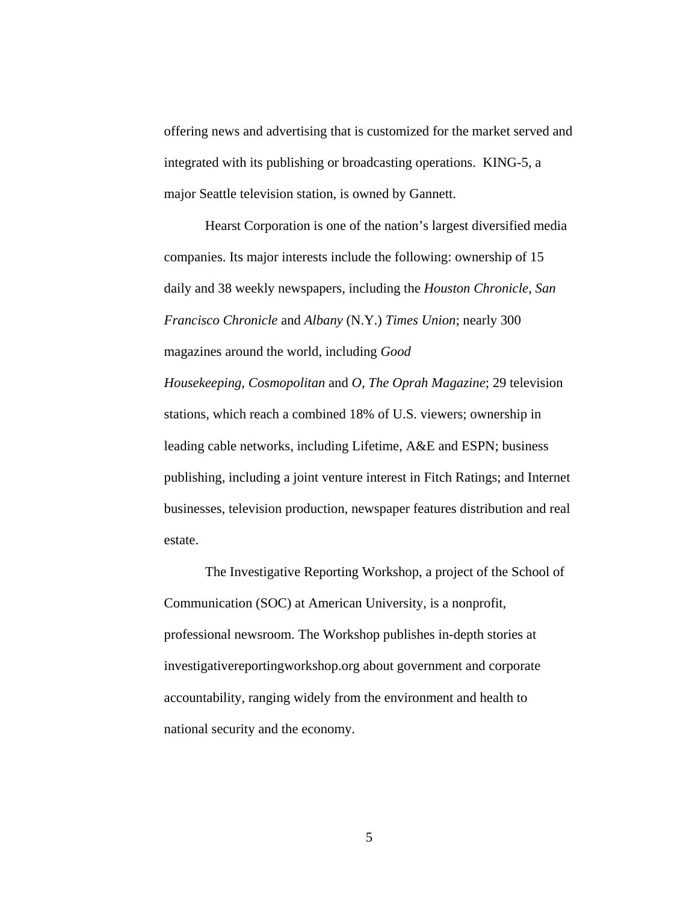offering news and advertising that is customized for the market served and integrated with its publishing or broadcasting operations.  KING-5, a major Seattle television station, is owned by Gannett.

Hearst Corporation is one of the nation's largest diversified media companies. Its major interests include the following: ownership of 15 daily and 38 weekly newspapers, including the *Houston Chronicle*, *San Francisco Chronicle* and *Albany* (N.Y.) *Times Union*; nearly 300 magazines around the world, including *Good Housekeeping*, *Cosmopolitan* and *O, The Oprah Magazine*; 29 television stations, which reach a combined 18% of U.S. viewers; ownership in leading cable networks, including Lifetime, A&E and ESPN; business publishing, including a joint venture interest in Fitch Ratings; and Internet businesses, television production, newspaper features distribution and real estate.

The Investigative Reporting Workshop, a project of the School of Communication (SOC) at American University, is a nonprofit, professional newsroom. The Workshop publishes in-depth stories at investigativereportingworkshop.org about government and corporate accountability, ranging widely from the environment and health to national security and the economy.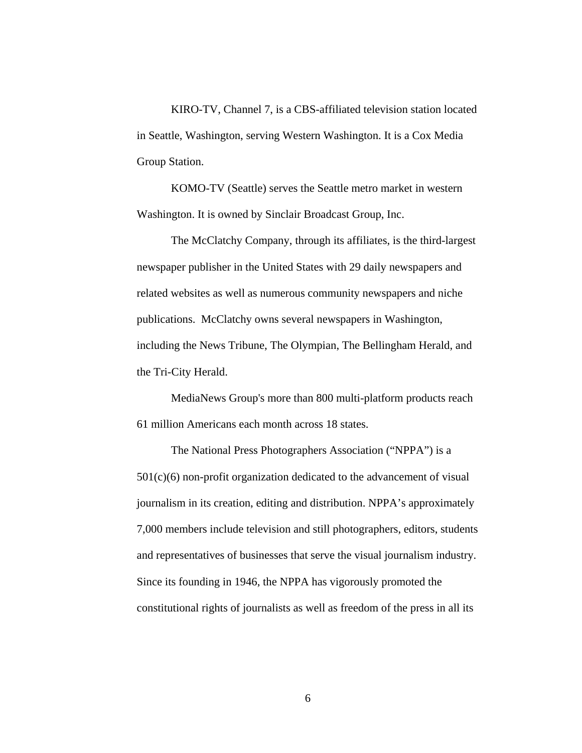KIRO-TV, Channel 7, is a CBS-affiliated television station located in Seattle, Washington, serving Western Washington. It is a Cox Media Group Station.

KOMO-TV (Seattle) serves the Seattle metro market in western Washington. It is owned by Sinclair Broadcast Group, Inc.

The McClatchy Company, through its affiliates, is the third-largest newspaper publisher in the United States with 29 daily newspapers and related websites as well as numerous community newspapers and niche publications. McClatchy owns several newspapers in Washington, including the News Tribune, The Olympian, The Bellingham Herald, and the Tri-City Herald.

MediaNews Group's more than 800 multi-platform products reach 61 million Americans each month across 18 states.

The National Press Photographers Association ("NPPA") is a 501(c)(6) non-profit organization dedicated to the advancement of visual journalism in its creation, editing and distribution. NPPA's approximately 7,000 members include television and still photographers, editors, students and representatives of businesses that serve the visual journalism industry. Since its founding in 1946, the NPPA has vigorously promoted the constitutional rights of journalists as well as freedom of the press in all its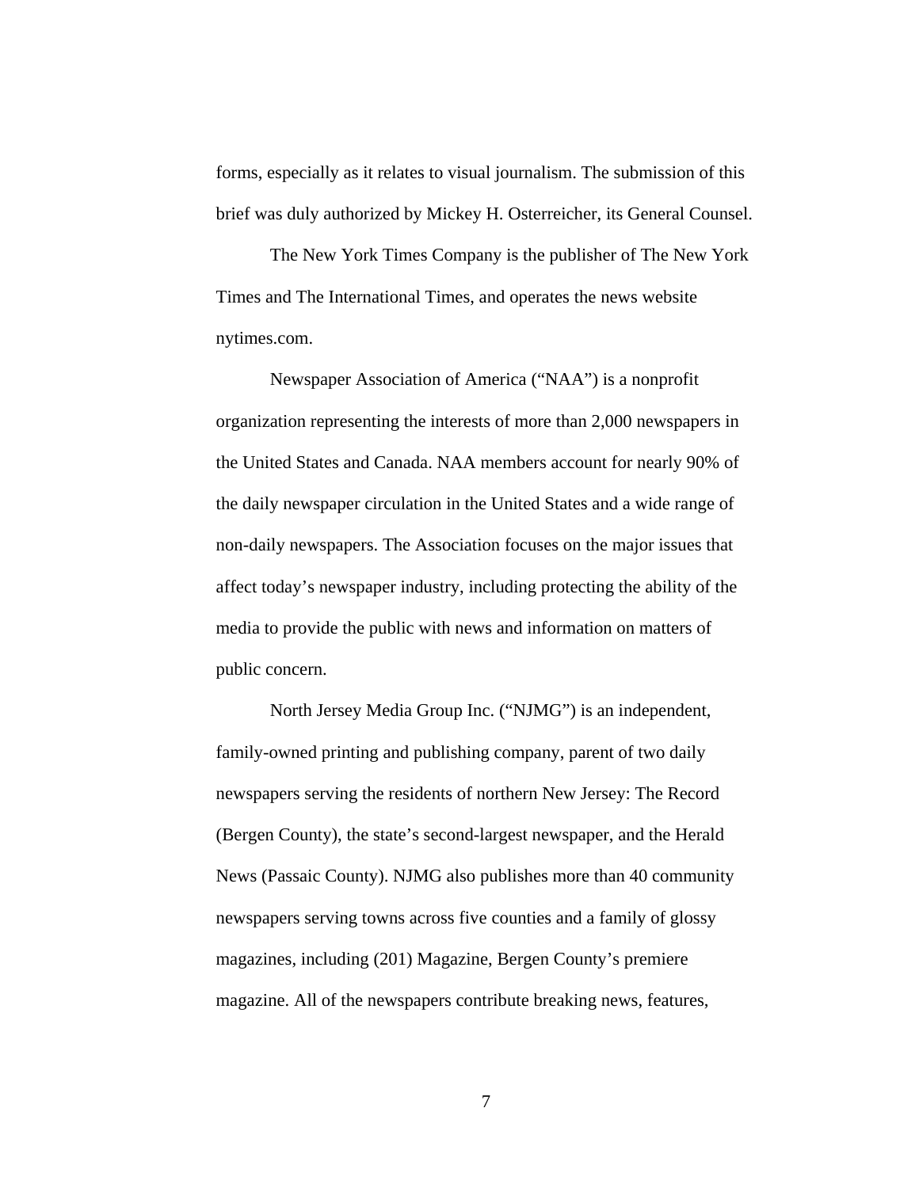forms, especially as it relates to visual journalism. The submission of this brief was duly authorized by Mickey H. Osterreicher, its General Counsel.

The New York Times Company is the publisher of The New York Times and The International Times, and operates the news website nytimes.com.

Newspaper Association of America ("NAA") is a nonprofit organization representing the interests of more than 2,000 newspapers in the United States and Canada. NAA members account for nearly 90% of the daily newspaper circulation in the United States and a wide range of non-daily newspapers. The Association focuses on the major issues that affect today's newspaper industry, including protecting the ability of the media to provide the public with news and information on matters of public concern.

North Jersey Media Group Inc. ("NJMG") is an independent, family-owned printing and publishing company, parent of two daily newspapers serving the residents of northern New Jersey: The Record (Bergen County), the state's second-largest newspaper, and the Herald News (Passaic County). NJMG also publishes more than 40 community newspapers serving towns across five counties and a family of glossy magazines, including (201) Magazine, Bergen County's premiere magazine. All of the newspapers contribute breaking news, features,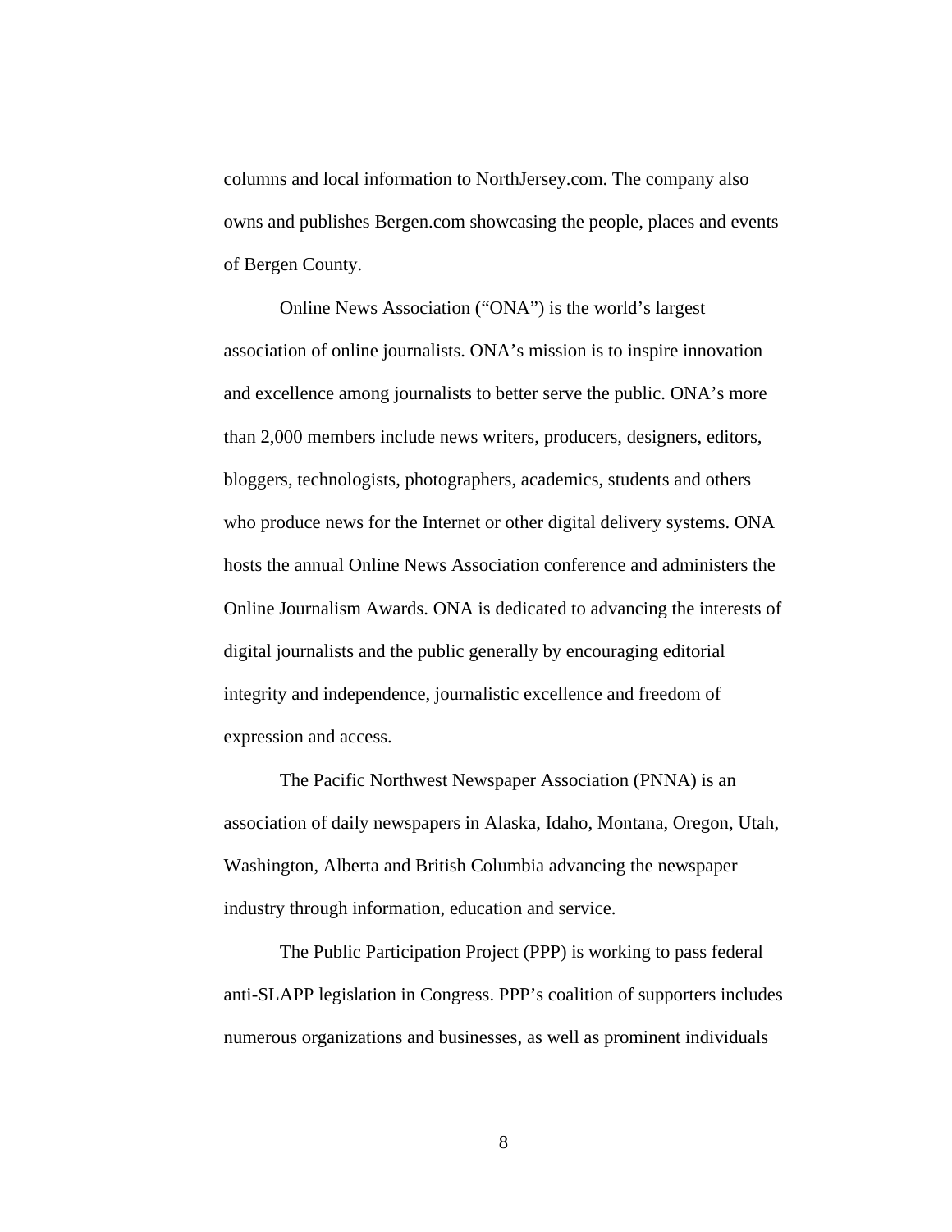columns and local information to NorthJersey.com. The company also owns and publishes Bergen.com showcasing the people, places and events of Bergen County.

Online News Association ("ONA") is the world's largest association of online journalists. ONA's mission is to inspire innovation and excellence among journalists to better serve the public. ONA's more than 2,000 members include news writers, producers, designers, editors, bloggers, technologists, photographers, academics, students and others who produce news for the Internet or other digital delivery systems. ONA hosts the annual Online News Association conference and administers the Online Journalism Awards. ONA is dedicated to advancing the interests of digital journalists and the public generally by encouraging editorial integrity and independence, journalistic excellence and freedom of expression and access.

The Pacific Northwest Newspaper Association (PNNA) is an association of daily newspapers in Alaska, Idaho, Montana, Oregon, Utah, Washington, Alberta and British Columbia advancing the newspaper industry through information, education and service.

The Public Participation Project (PPP) is working to pass federal anti-SLAPP legislation in Congress. PPP's coalition of supporters includes numerous organizations and businesses, as well as prominent individuals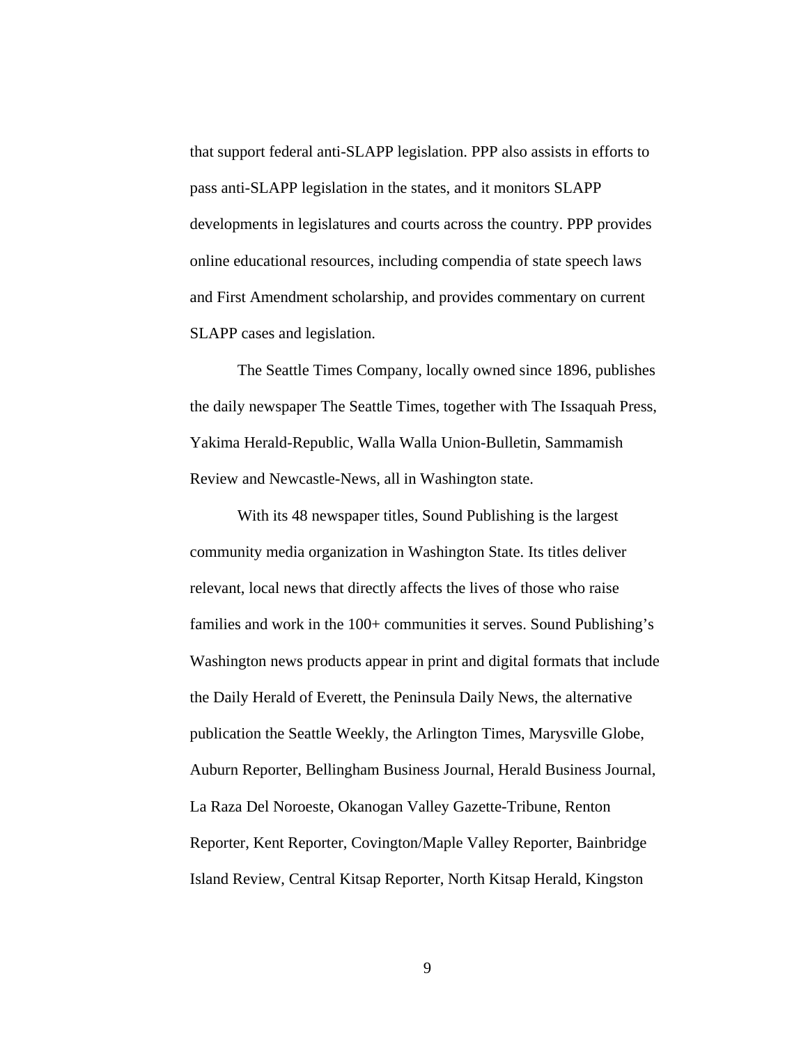that support federal anti-SLAPP legislation. PPP also assists in efforts to pass anti-SLAPP legislation in the states, and it monitors SLAPP developments in legislatures and courts across the country. PPP provides online educational resources, including compendia of state speech laws and First Amendment scholarship, and provides commentary on current SLAPP cases and legislation.

The Seattle Times Company, locally owned since 1896, publishes the daily newspaper The Seattle Times, together with The Issaquah Press, Yakima Herald-Republic, Walla Walla Union-Bulletin, Sammamish Review and Newcastle-News, all in Washington state.

With its 48 newspaper titles, Sound Publishing is the largest community media organization in Washington State. Its titles deliver relevant, local news that directly affects the lives of those who raise families and work in the 100+ communities it serves. Sound Publishing's Washington news products appear in print and digital formats that include the Daily Herald of Everett, the Peninsula Daily News, the alternative publication the Seattle Weekly, the Arlington Times, Marysville Globe, Auburn Reporter, Bellingham Business Journal, Herald Business Journal, La Raza Del Noroeste, Okanogan Valley Gazette-Tribune, Renton Reporter, Kent Reporter, Covington/Maple Valley Reporter, Bainbridge Island Review, Central Kitsap Reporter, North Kitsap Herald, Kingston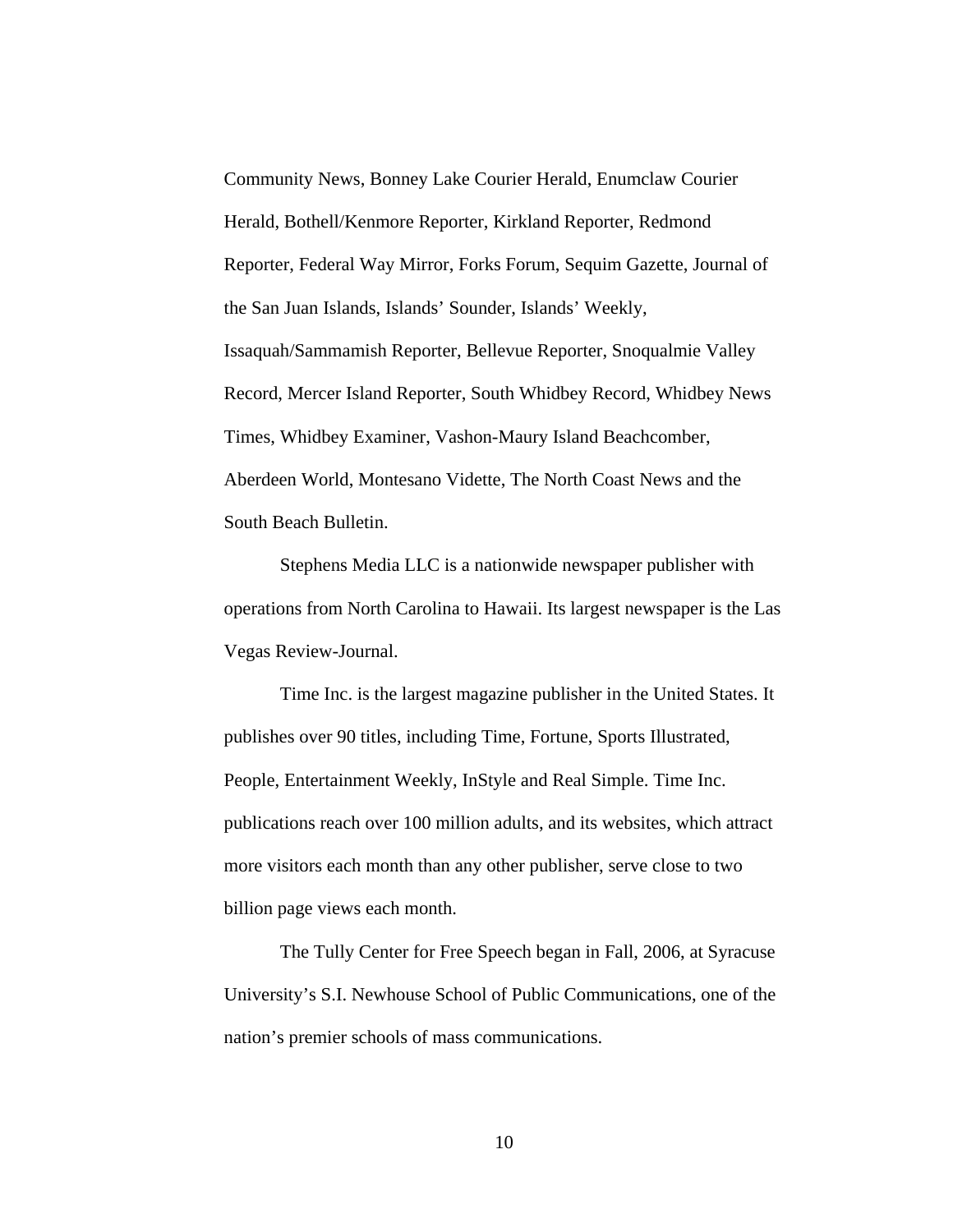Community News, Bonney Lake Courier Herald, Enumclaw Courier Herald, Bothell/Kenmore Reporter, Kirkland Reporter, Redmond Reporter, Federal Way Mirror, Forks Forum, Sequim Gazette, Journal of the San Juan Islands, Islands' Sounder, Islands' Weekly, Issaquah/Sammamish Reporter, Bellevue Reporter, Snoqualmie Valley Record, Mercer Island Reporter, South Whidbey Record, Whidbey News Times, Whidbey Examiner, Vashon-Maury Island Beachcomber, Aberdeen World, Montesano Vidette, The North Coast News and the South Beach Bulletin.

Stephens Media LLC is a nationwide newspaper publisher with operations from North Carolina to Hawaii. Its largest newspaper is the Las Vegas Review-Journal.

Time Inc. is the largest magazine publisher in the United States. It publishes over 90 titles, including Time, Fortune, Sports Illustrated, People, Entertainment Weekly, InStyle and Real Simple. Time Inc. publications reach over 100 million adults, and its websites, which attract more visitors each month than any other publisher, serve close to two billion page views each month.

The Tully Center for Free Speech began in Fall, 2006, at Syracuse University's S.I. Newhouse School of Public Communications, one of the nation's premier schools of mass communications.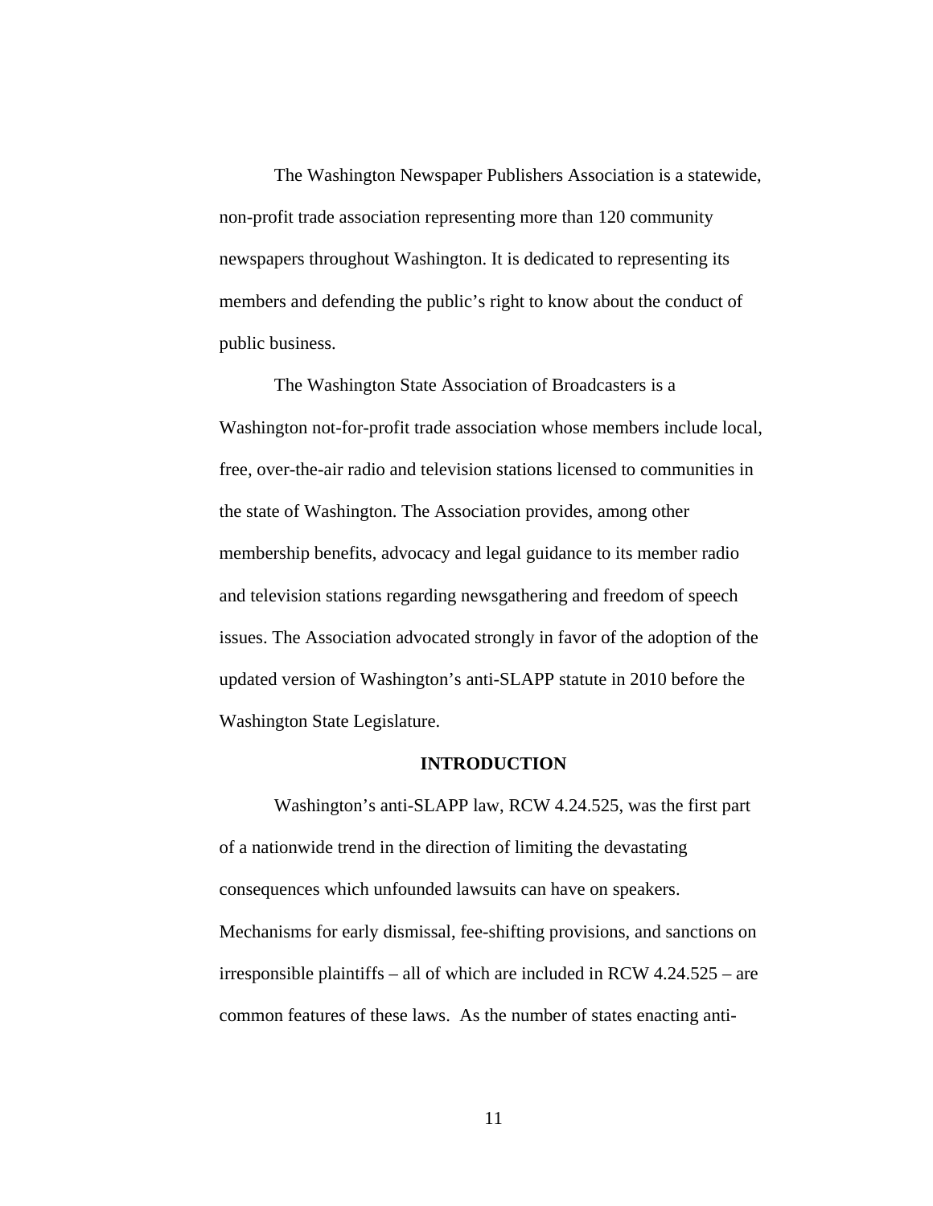The Washington Newspaper Publishers Association is a statewide, non-profit trade association representing more than 120 community newspapers throughout Washington. It is dedicated to representing its members and defending the public's right to know about the conduct of public business.

The Washington State Association of Broadcasters is a Washington not-for-profit trade association whose members include local, free, over-the-air radio and television stations licensed to communities in the state of Washington. The Association provides, among other membership benefits, advocacy and legal guidance to its member radio and television stations regarding newsgathering and freedom of speech issues. The Association advocated strongly in favor of the adoption of the updated version of Washington's anti-SLAPP statute in 2010 before the Washington State Legislature.

## INTRODUCTION

Washington's anti-SLAPP law, RCW 4.24.525, was the first part of a nationwide trend in the direction of limiting the devastating consequences which unfounded lawsuits can have on speakers. Mechanisms for early dismissal, fee-shifting provisions, and sanctions on irresponsible plaintiffs – all of which are included in RCW 4.24.525 – are common features of these laws. As the number of states enacting anti-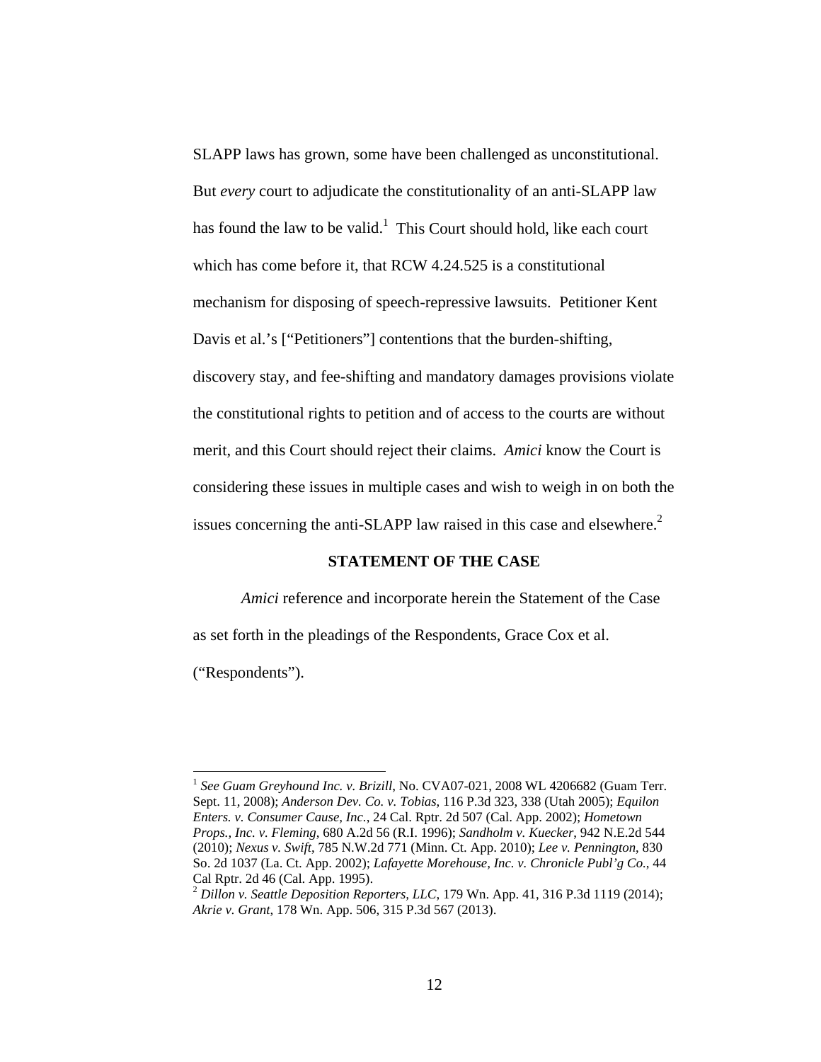SLAPP laws has grown, some have been challenged as unconstitutional. But *every* court to adjudicate the constitutionality of an anti-SLAPP law has found the law to be valid.[1] This Court should hold, like each court which has come before it, that RCW 4.24.525 is a constitutional mechanism for disposing of speech-repressive lawsuits. Petitioner Kent Davis et al.'s ["Petitioners"] contentions that the burden-shifting, discovery stay, and fee-shifting and mandatory damages provisions violate the constitutional rights to petition and of access to the courts are without merit, and this Court should reject their claims. *Amici* know the Court is considering these issues in multiple cases and wish to weigh in on both the issues concerning the anti-SLAPP law raised in this case and elsewhere.[2]

## STATEMENT OF THE CASE

*Amici* reference and incorporate herein the Statement of the Case as set forth in the pleadings of the Respondents, Grace Cox et al. ("Respondents").

---

[1] *See Guam Greyhound Inc. v. Brizill*, No. CVA07-021, 2008 WL 4206682 (Guam Terr. Sept. 11, 2008); *Anderson Dev. Co. v. Tobias*, 116 P.3d 323, 338 (Utah 2005); *Equilon Enters. v. Consumer Cause, Inc.*, 24 Cal. Rptr. 2d 507 (Cal. App. 2002); *Hometown Props., Inc. v. Fleming*, 680 A.2d 56 (R.I. 1996); *Sandholm v. Kuecker*, 942 N.E.2d 544 (2010); *Nexus v. Swift*, 785 N.W.2d 771 (Minn. Ct. App. 2010); *Lee v. Pennington*, 830 So. 2d 1037 (La. Ct. App. 2002); *Lafayette Morehouse, Inc. v. Chronicle Publ'g Co.*, 44 Cal Rptr. 2d 46 (Cal. App. 1995).

[2] *Dillon v. Seattle Deposition Reporters, LLC*, 179 Wn. App. 41, 316 P.3d 1119 (2014); *Akrie v. Grant*, 178 Wn. App. 506, 315 P.3d 567 (2013).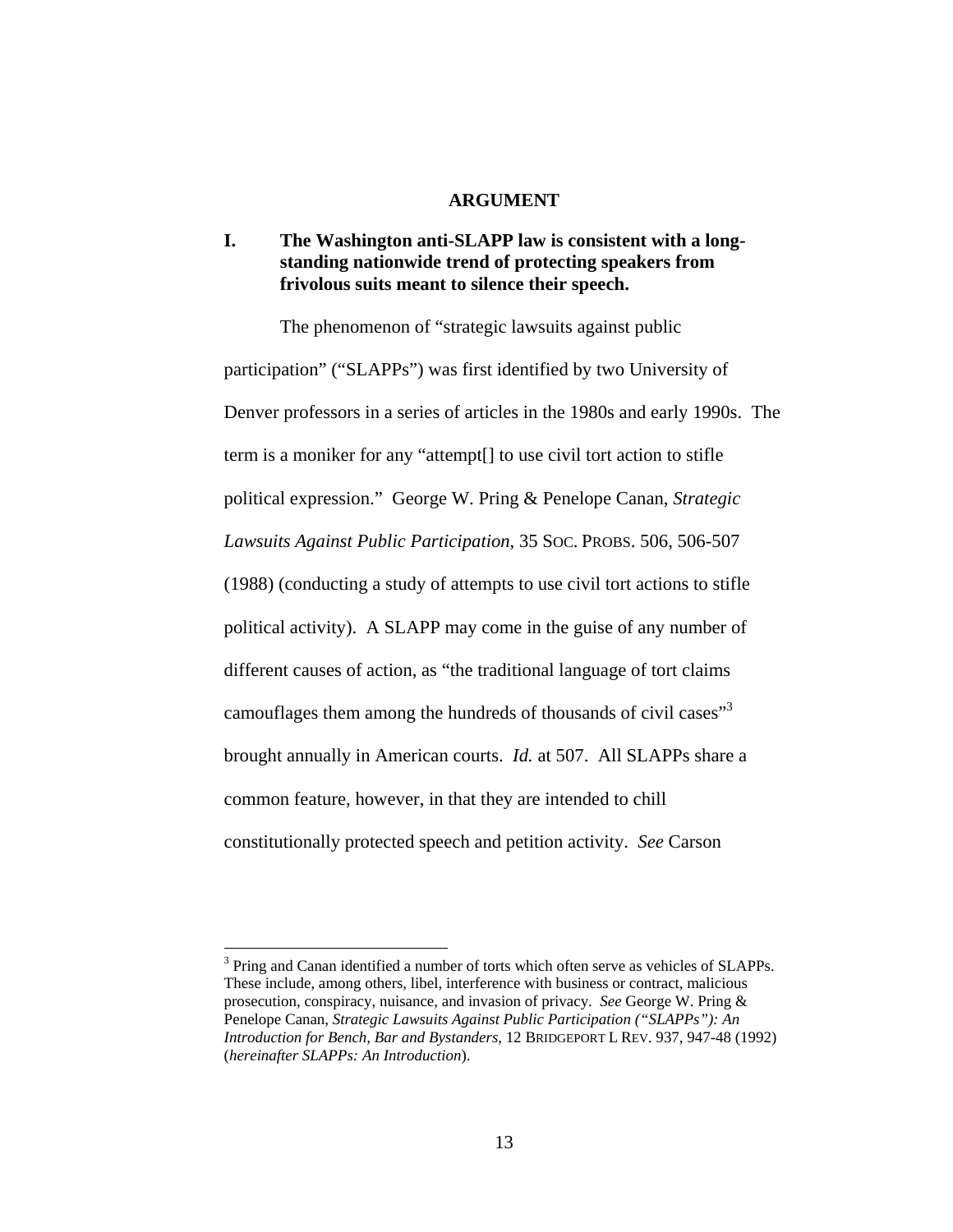## ARGUMENT

### I. The Washington anti-SLAPP law is consistent with a long-standing nationwide trend of protecting speakers from frivolous suits meant to silence their speech.

The phenomenon of "strategic lawsuits against public participation" ("SLAPPs") was first identified by two University of Denver professors in a series of articles in the 1980s and early 1990s. The term is a moniker for any "attempt[] to use civil tort action to stifle political expression." George W. Pring & Penelope Canan, *Strategic Lawsuits Against Public Participation*, 35 SOC. PROBS. 506, 506-507 (1988) (conducting a study of attempts to use civil tort actions to stifle political activity). A SLAPP may come in the guise of any number of different causes of action, as "the traditional language of tort claims camouflages them among the hundreds of thousands of civil cases"[3] brought annually in American courts. *Id.* at 507. All SLAPPs share a common feature, however, in that they are intended to chill constitutionally protected speech and petition activity. *See* Carson

---

[3] Pring and Canan identified a number of torts which often serve as vehicles of SLAPPs. These include, among others, libel, interference with business or contract, malicious prosecution, conspiracy, nuisance, and invasion of privacy. *See* George W. Pring & Penelope Canan, *Strategic Lawsuits Against Public Participation ("SLAPPs"): An Introduction for Bench, Bar and Bystanders*, 12 BRIDGEPORT L REV. 937, 947-48 (1992) (*hereinafter SLAPPs: An Introduction*).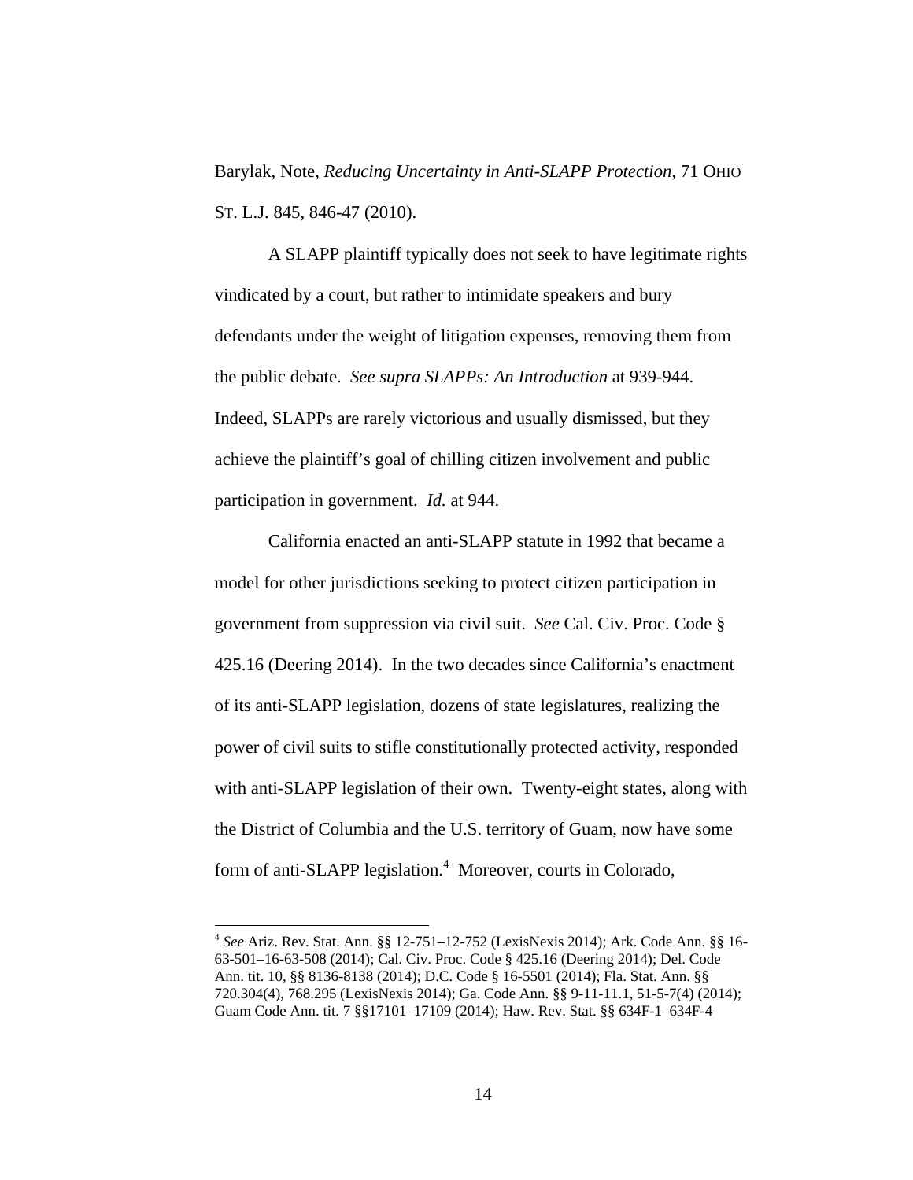Barylak, Note, *Reducing Uncertainty in Anti-SLAPP Protection*, 71 OHIO ST. L.J. 845, 846-47 (2010).

A SLAPP plaintiff typically does not seek to have legitimate rights vindicated by a court, but rather to intimidate speakers and bury defendants under the weight of litigation expenses, removing them from the public debate. *See supra SLAPPs: An Introduction* at 939-944. Indeed, SLAPPs are rarely victorious and usually dismissed, but they achieve the plaintiff's goal of chilling citizen involvement and public participation in government. *Id.* at 944.

California enacted an anti-SLAPP statute in 1992 that became a model for other jurisdictions seeking to protect citizen participation in government from suppression via civil suit. *See* Cal. Civ. Proc. Code § 425.16 (Deering 2014). In the two decades since California's enactment of its anti-SLAPP legislation, dozens of state legislatures, realizing the power of civil suits to stifle constitutionally protected activity, responded with anti-SLAPP legislation of their own. Twenty-eight states, along with the District of Columbia and the U.S. territory of Guam, now have some form of anti-SLAPP legislation.[4] Moreover, courts in Colorado,

[4] *See* Ariz. Rev. Stat. Ann. §§ 12-751–12-752 (LexisNexis 2014); Ark. Code Ann. §§ 16-63-501–16-63-508 (2014); Cal. Civ. Proc. Code § 425.16 (Deering 2014); Del. Code Ann. tit. 10, §§ 8136-8138 (2014); D.C. Code § 16-5501 (2014); Fla. Stat. Ann. §§ 720.304(4), 768.295 (LexisNexis 2014); Ga. Code Ann. §§ 9-11-11.1, 51-5-7(4) (2014); Guam Code Ann. tit. 7 §§17101–17109 (2014); Haw. Rev. Stat. §§ 634F-1–634F-4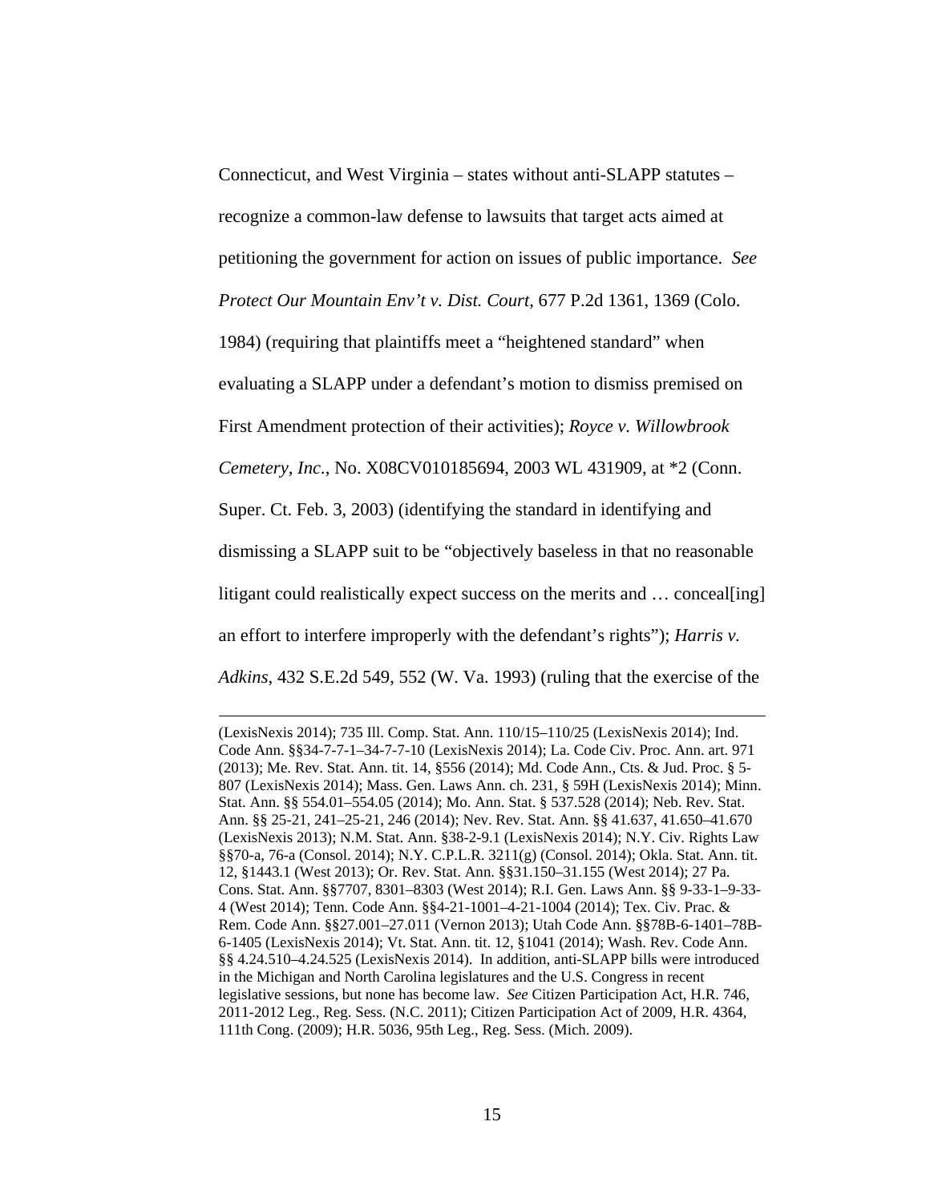Connecticut, and West Virginia – states without anti-SLAPP statutes – recognize a common-law defense to lawsuits that target acts aimed at petitioning the government for action on issues of public importance. *See Protect Our Mountain Env't v. Dist. Court*, 677 P.2d 1361, 1369 (Colo. 1984) (requiring that plaintiffs meet a "heightened standard" when evaluating a SLAPP under a defendant's motion to dismiss premised on First Amendment protection of their activities); *Royce v. Willowbrook Cemetery, Inc.*, No. X08CV010185694, 2003 WL 431909, at *2 (Conn. Super. Ct. Feb. 3, 2003) (identifying the standard in identifying and dismissing a SLAPP suit to be "objectively baseless in that no reasonable litigant could realistically expect success on the merits and … conceal[ing] an effort to interfere improperly with the defendant's rights"); *Harris v. Adkins*, 432 S.E.2d 549, 552 (W. Va. 1993) (ruling that the exercise of the

---

(LexisNexis 2014); 735 Ill. Comp. Stat. Ann. 110/15–110/25 (LexisNexis 2014); Ind. Code Ann. §§34-7-7-1–34-7-7-10 (LexisNexis 2014); La. Code Civ. Proc. Ann. art. 971 (2013); Me. Rev. Stat. Ann. tit. 14, §556 (2014); Md. Code Ann., Cts. & Jud. Proc. § 5-807 (LexisNexis 2014); Mass. Gen. Laws Ann. ch. 231, § 59H (LexisNexis 2014); Minn. Stat. Ann. §§ 554.01–554.05 (2014); Mo. Ann. Stat. § 537.528 (2014); Neb. Rev. Stat. Ann. §§ 25-21, 241–25-21, 246 (2014); Nev. Rev. Stat. Ann. §§ 41.637, 41.650–41.670 (LexisNexis 2013); N.M. Stat. Ann. §38-2-9.1 (LexisNexis 2014); N.Y. Civ. Rights Law §§70-a, 76-a (Consol. 2014); N.Y. C.P.L.R. 3211(g) (Consol. 2014); Okla. Stat. Ann. tit. 12, §1443.1 (West 2013); Or. Rev. Stat. Ann. §§31.150–31.155 (West 2014); 27 Pa. Cons. Stat. Ann. §§7707, 8301–8303 (West 2014); R.I. Gen. Laws Ann. §§ 9-33-1–9-33-4 (West 2014); Tenn. Code Ann. §§4-21-1001–4-21-1004 (2014); Tex. Civ. Prac. & Rem. Code Ann. §§27.001–27.011 (Vernon 2013); Utah Code Ann. §§78B-6-1401–78B-6-1405 (LexisNexis 2014); Vt. Stat. Ann. tit. 12, §1041 (2014); Wash. Rev. Code Ann. §§ 4.24.510–4.24.525 (LexisNexis 2014). In addition, anti-SLAPP bills were introduced in the Michigan and North Carolina legislatures and the U.S. Congress in recent legislative sessions, but none has become law. *See* Citizen Participation Act, H.R. 746, 2011-2012 Leg., Reg. Sess. (N.C. 2011); Citizen Participation Act of 2009, H.R. 4364, 111th Cong. (2009); H.R. 5036, 95th Leg., Reg. Sess. (Mich. 2009).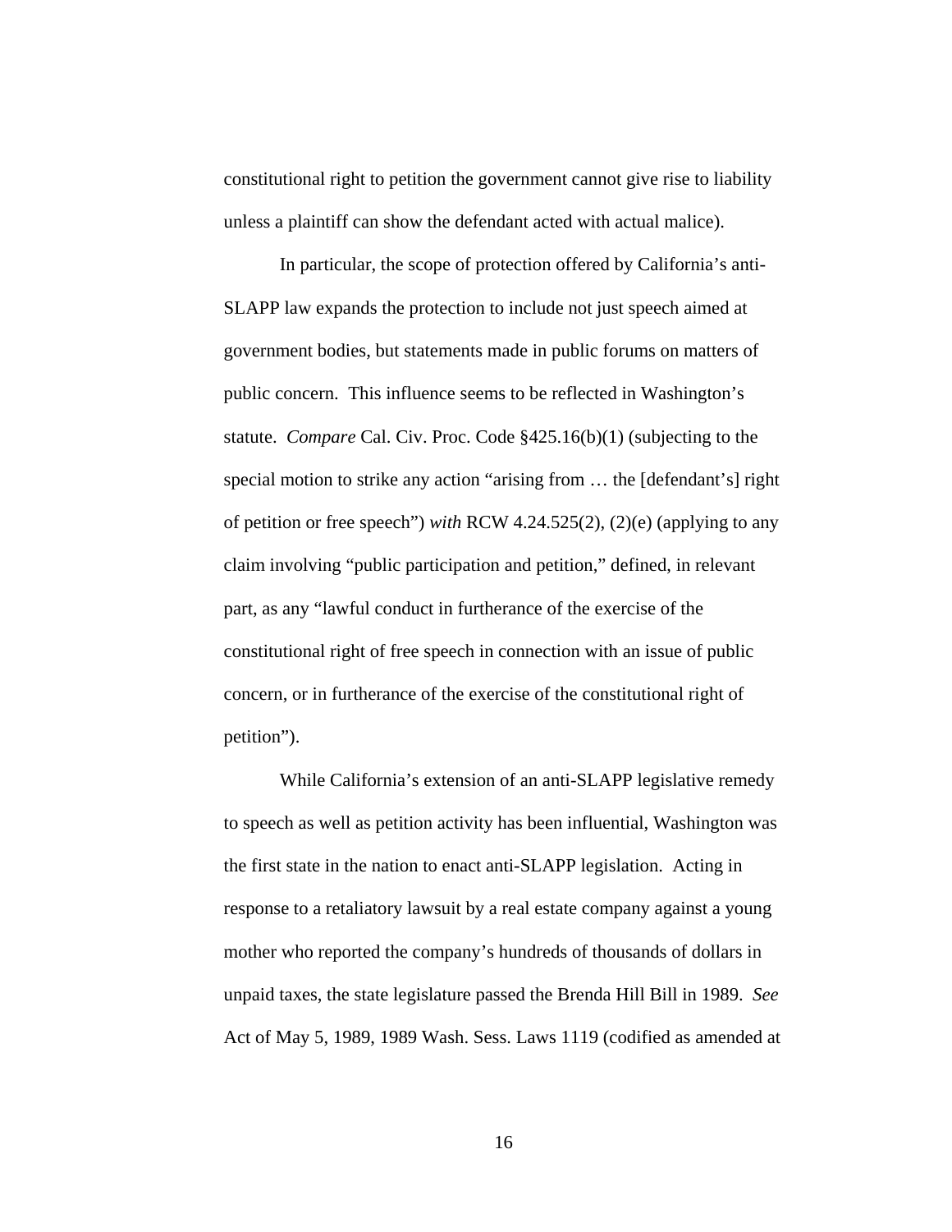constitutional right to petition the government cannot give rise to liability unless a plaintiff can show the defendant acted with actual malice).

In particular, the scope of protection offered by California's anti-SLAPP law expands the protection to include not just speech aimed at government bodies, but statements made in public forums on matters of public concern. This influence seems to be reflected in Washington's statute. *Compare* Cal. Civ. Proc. Code §425.16(b)(1) (subjecting to the special motion to strike any action "arising from … the [defendant's] right of petition or free speech") *with* RCW 4.24.525(2), (2)(e) (applying to any claim involving "public participation and petition," defined, in relevant part, as any "lawful conduct in furtherance of the exercise of the constitutional right of free speech in connection with an issue of public concern, or in furtherance of the exercise of the constitutional right of petition").

While California's extension of an anti-SLAPP legislative remedy to speech as well as petition activity has been influential, Washington was the first state in the nation to enact anti-SLAPP legislation. Acting in response to a retaliatory lawsuit by a real estate company against a young mother who reported the company's hundreds of thousands of dollars in unpaid taxes, the state legislature passed the Brenda Hill Bill in 1989. *See* Act of May 5, 1989, 1989 Wash. Sess. Laws 1119 (codified as amended at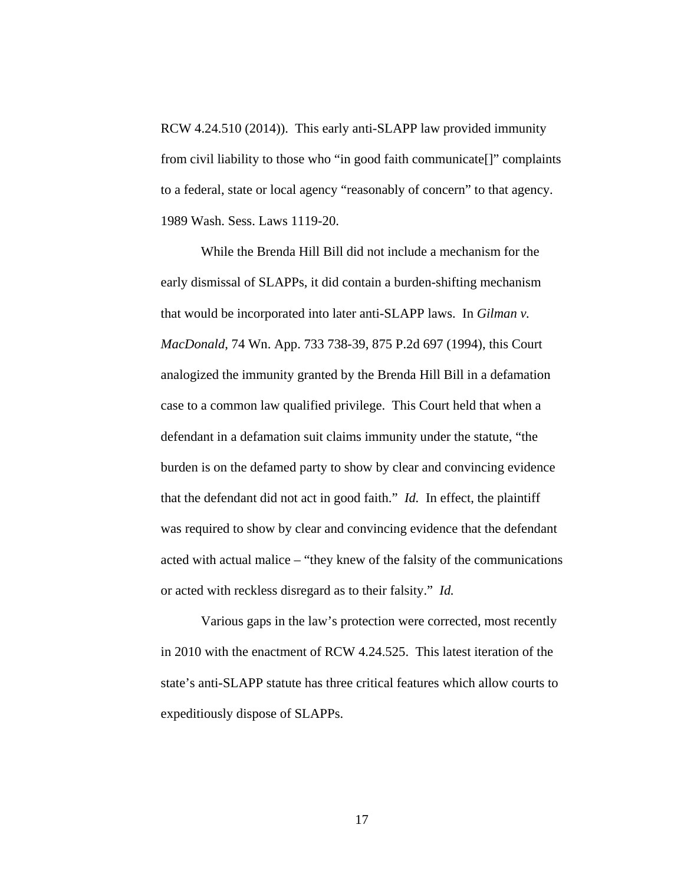RCW 4.24.510 (2014)). This early anti-SLAPP law provided immunity from civil liability to those who "in good faith communicate[]" complaints to a federal, state or local agency "reasonably of concern" to that agency. 1989 Wash. Sess. Laws 1119-20.

While the Brenda Hill Bill did not include a mechanism for the early dismissal of SLAPPs, it did contain a burden-shifting mechanism that would be incorporated into later anti-SLAPP laws. In *Gilman v. MacDonald*, 74 Wn. App. 733 738-39, 875 P.2d 697 (1994), this Court analogized the immunity granted by the Brenda Hill Bill in a defamation case to a common law qualified privilege. This Court held that when a defendant in a defamation suit claims immunity under the statute, "the burden is on the defamed party to show by clear and convincing evidence that the defendant did not act in good faith." *Id.* In effect, the plaintiff was required to show by clear and convincing evidence that the defendant acted with actual malice – "they knew of the falsity of the communications or acted with reckless disregard as to their falsity." *Id.*

Various gaps in the law's protection were corrected, most recently in 2010 with the enactment of RCW 4.24.525. This latest iteration of the state's anti-SLAPP statute has three critical features which allow courts to expeditiously dispose of SLAPPs.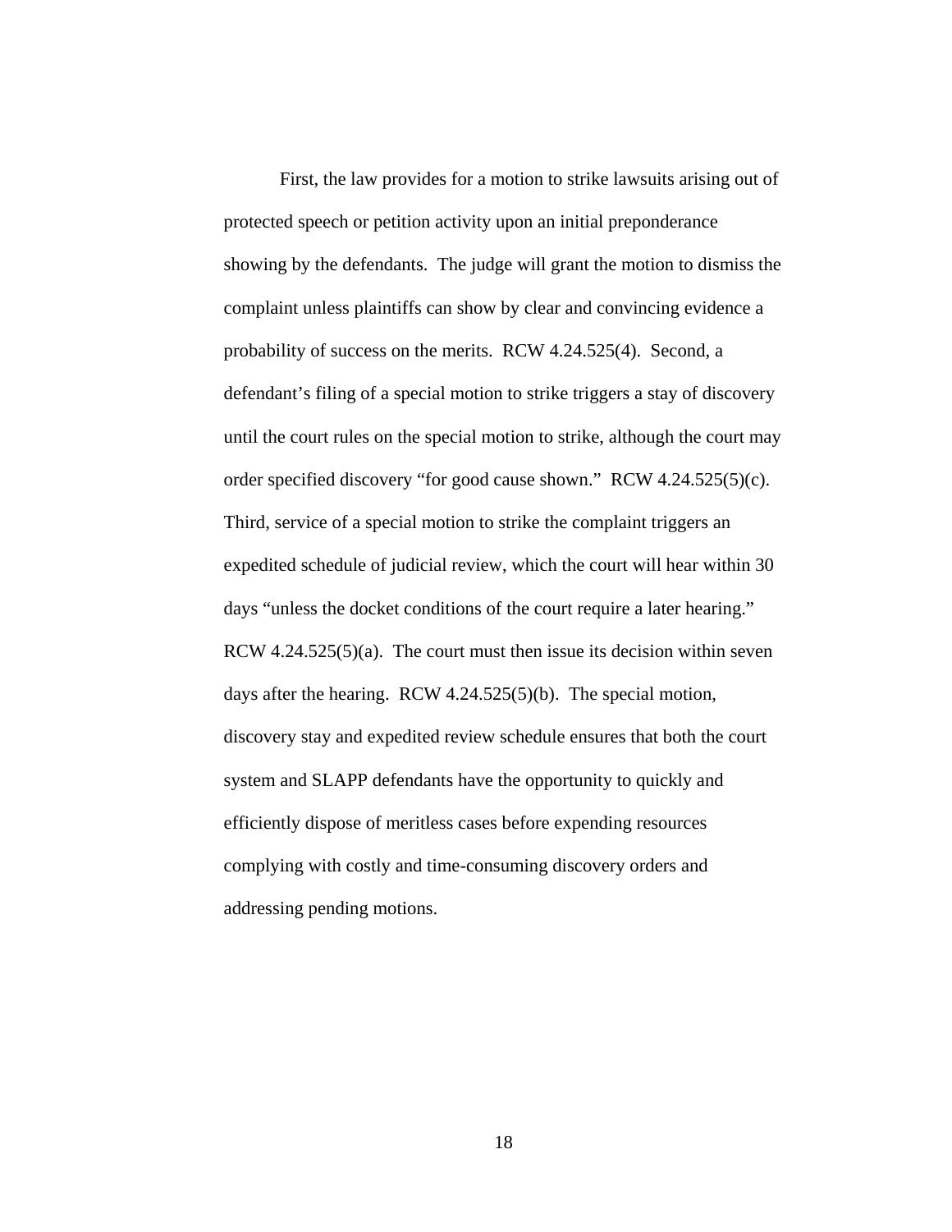First, the law provides for a motion to strike lawsuits arising out of protected speech or petition activity upon an initial preponderance showing by the defendants. The judge will grant the motion to dismiss the complaint unless plaintiffs can show by clear and convincing evidence a probability of success on the merits. RCW 4.24.525(4). Second, a defendant's filing of a special motion to strike triggers a stay of discovery until the court rules on the special motion to strike, although the court may order specified discovery "for good cause shown." RCW 4.24.525(5)(c). Third, service of a special motion to strike the complaint triggers an expedited schedule of judicial review, which the court will hear within 30 days "unless the docket conditions of the court require a later hearing." RCW 4.24.525(5)(a). The court must then issue its decision within seven days after the hearing. RCW 4.24.525(5)(b). The special motion, discovery stay and expedited review schedule ensures that both the court system and SLAPP defendants have the opportunity to quickly and efficiently dispose of meritless cases before expending resources complying with costly and time-consuming discovery orders and addressing pending motions.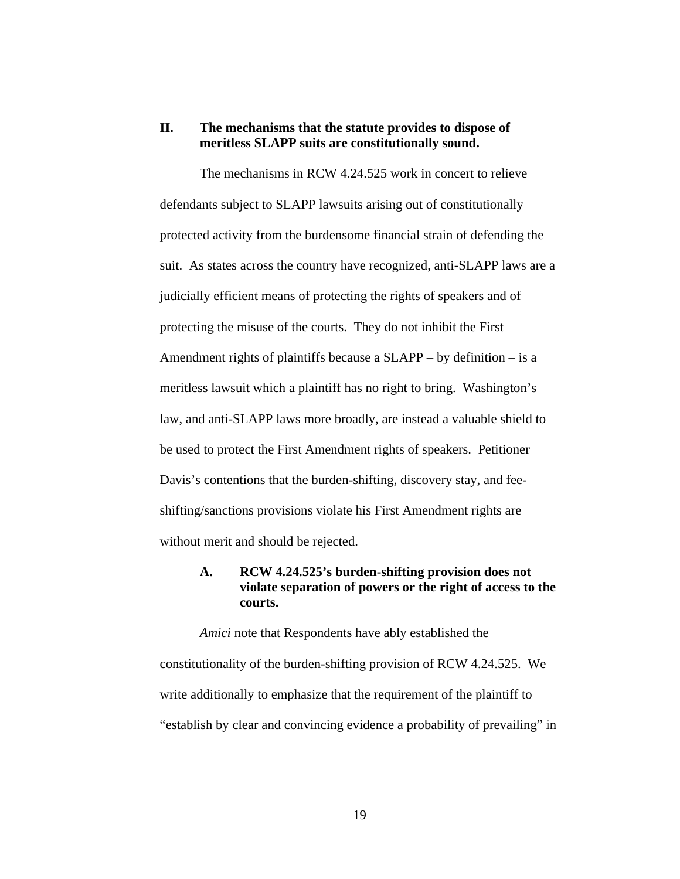## II. The mechanisms that the statute provides to dispose of meritless SLAPP suits are constitutionally sound.

The mechanisms in RCW 4.24.525 work in concert to relieve defendants subject to SLAPP lawsuits arising out of constitutionally protected activity from the burdensome financial strain of defending the suit. As states across the country have recognized, anti-SLAPP laws are a judicially efficient means of protecting the rights of speakers and of protecting the misuse of the courts. They do not inhibit the First Amendment rights of plaintiffs because a SLAPP – by definition – is a meritless lawsuit which a plaintiff has no right to bring. Washington's law, and anti-SLAPP laws more broadly, are instead a valuable shield to be used to protect the First Amendment rights of speakers. Petitioner Davis's contentions that the burden-shifting, discovery stay, and fee-shifting/sanctions provisions violate his First Amendment rights are without merit and should be rejected.

### A. RCW 4.24.525's burden-shifting provision does not violate separation of powers or the right of access to the courts.

*Amici* note that Respondents have ably established the constitutionality of the burden-shifting provision of RCW 4.24.525. We write additionally to emphasize that the requirement of the plaintiff to "establish by clear and convincing evidence a probability of prevailing" in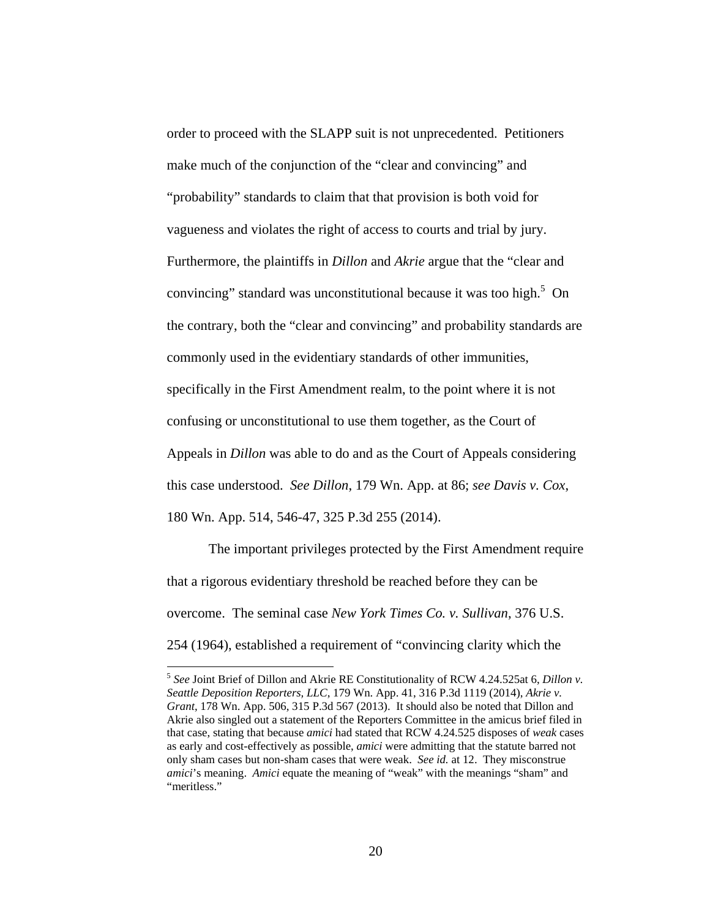order to proceed with the SLAPP suit is not unprecedented. Petitioners make much of the conjunction of the "clear and convincing" and "probability" standards to claim that that provision is both void for vagueness and violates the right of access to courts and trial by jury. Furthermore, the plaintiffs in *Dillon* and *Akrie* argue that the "clear and convincing" standard was unconstitutional because it was too high.[5] On the contrary, both the "clear and convincing" and probability standards are commonly used in the evidentiary standards of other immunities, specifically in the First Amendment realm, to the point where it is not confusing or unconstitutional to use them together, as the Court of Appeals in *Dillon* was able to do and as the Court of Appeals considering this case understood. *See Dillon*, 179 Wn. App. at 86; *see Davis v. Cox*, 180 Wn. App. 514, 546-47, 325 P.3d 255 (2014).

The important privileges protected by the First Amendment require that a rigorous evidentiary threshold be reached before they can be overcome. The seminal case *New York Times Co. v. Sullivan*, 376 U.S. 254 (1964), established a requirement of "convincing clarity which the

---

[5] *See* Joint Brief of Dillon and Akrie RE Constitutionality of RCW 4.24.525at 6, *Dillon v. Seattle Deposition Reporters, LLC*, 179 Wn. App. 41, 316 P.3d 1119 (2014), *Akrie v. Grant*, 178 Wn. App. 506, 315 P.3d 567 (2013). It should also be noted that Dillon and Akrie also singled out a statement of the Reporters Committee in the amicus brief filed in that case, stating that because *amici* had stated that RCW 4.24.525 disposes of *weak* cases as early and cost-effectively as possible, *amici* were admitting that the statute barred not only sham cases but non-sham cases that were weak. *See id.* at 12. They misconstrue *amici*'s meaning. *Amici* equate the meaning of "weak" with the meanings "sham" and "meritless."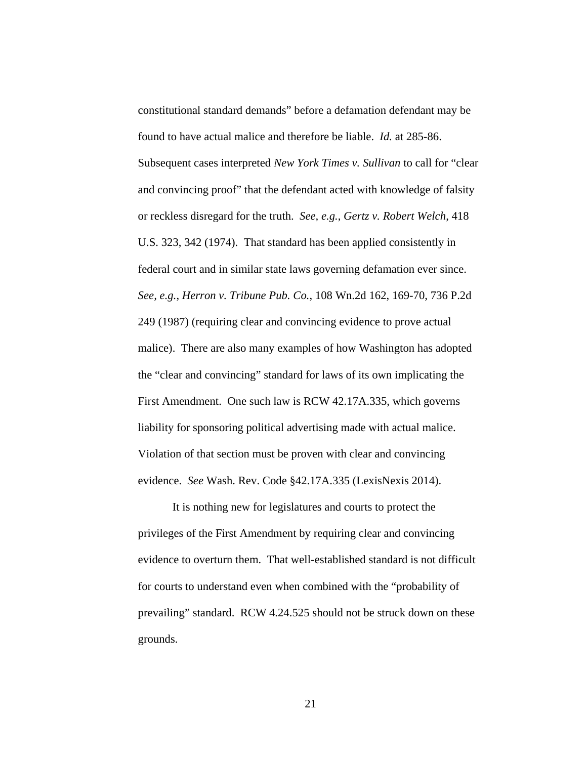constitutional standard demands" before a defamation defendant may be found to have actual malice and therefore be liable. *Id.* at 285-86. Subsequent cases interpreted *New York Times v. Sullivan* to call for "clear and convincing proof" that the defendant acted with knowledge of falsity or reckless disregard for the truth. *See, e.g.*, *Gertz v. Robert Welch*, 418 U.S. 323, 342 (1974). That standard has been applied consistently in federal court and in similar state laws governing defamation ever since. *See, e.g.*, *Herron v. Tribune Pub. Co.*, 108 Wn.2d 162, 169-70, 736 P.2d 249 (1987) (requiring clear and convincing evidence to prove actual malice). There are also many examples of how Washington has adopted the "clear and convincing" standard for laws of its own implicating the First Amendment. One such law is RCW 42.17A.335, which governs liability for sponsoring political advertising made with actual malice. Violation of that section must be proven with clear and convincing evidence. *See* Wash. Rev. Code §42.17A.335 (LexisNexis 2014).

It is nothing new for legislatures and courts to protect the privileges of the First Amendment by requiring clear and convincing evidence to overturn them. That well-established standard is not difficult for courts to understand even when combined with the "probability of prevailing" standard. RCW 4.24.525 should not be struck down on these grounds.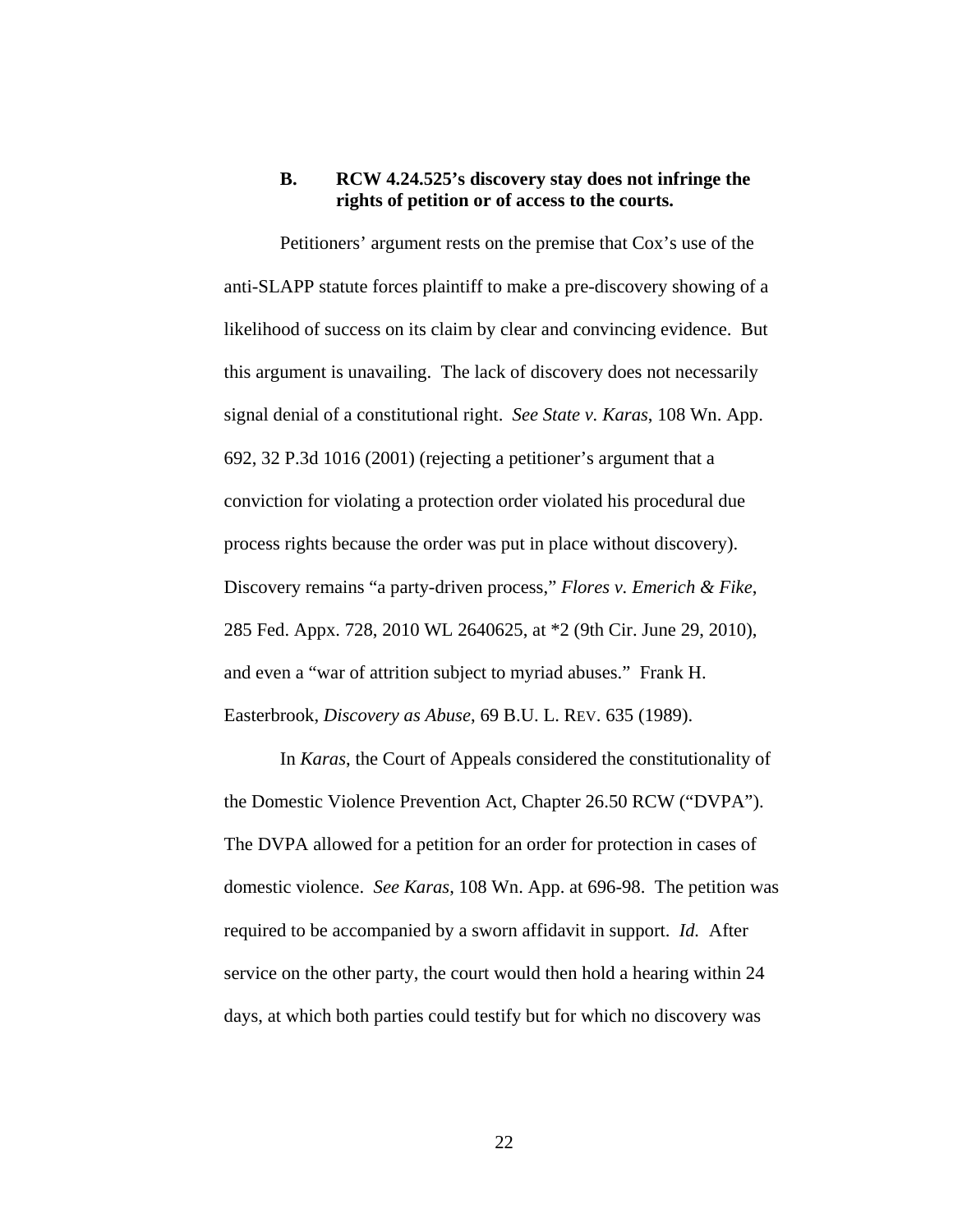### B. RCW 4.24.525's discovery stay does not infringe the rights of petition or of access to the courts.

Petitioners' argument rests on the premise that Cox's use of the anti-SLAPP statute forces plaintiff to make a pre-discovery showing of a likelihood of success on its claim by clear and convincing evidence. But this argument is unavailing. The lack of discovery does not necessarily signal denial of a constitutional right. *See State v. Karas*, 108 Wn. App. 692, 32 P.3d 1016 (2001) (rejecting a petitioner's argument that a conviction for violating a protection order violated his procedural due process rights because the order was put in place without discovery). Discovery remains "a party-driven process," *Flores v. Emerich & Fike*, 285 Fed. Appx. 728, 2010 WL 2640625, at *2 (9th Cir. June 29, 2010), and even a "war of attrition subject to myriad abuses." Frank H. Easterbrook, *Discovery as Abuse*, 69 B.U. L. REV. 635 (1989).

In *Karas*, the Court of Appeals considered the constitutionality of the Domestic Violence Prevention Act, Chapter 26.50 RCW ("DVPA"). The DVPA allowed for a petition for an order for protection in cases of domestic violence. *See Karas*, 108 Wn. App. at 696-98. The petition was required to be accompanied by a sworn affidavit in support. *Id.* After service on the other party, the court would then hold a hearing within 24 days, at which both parties could testify but for which no discovery was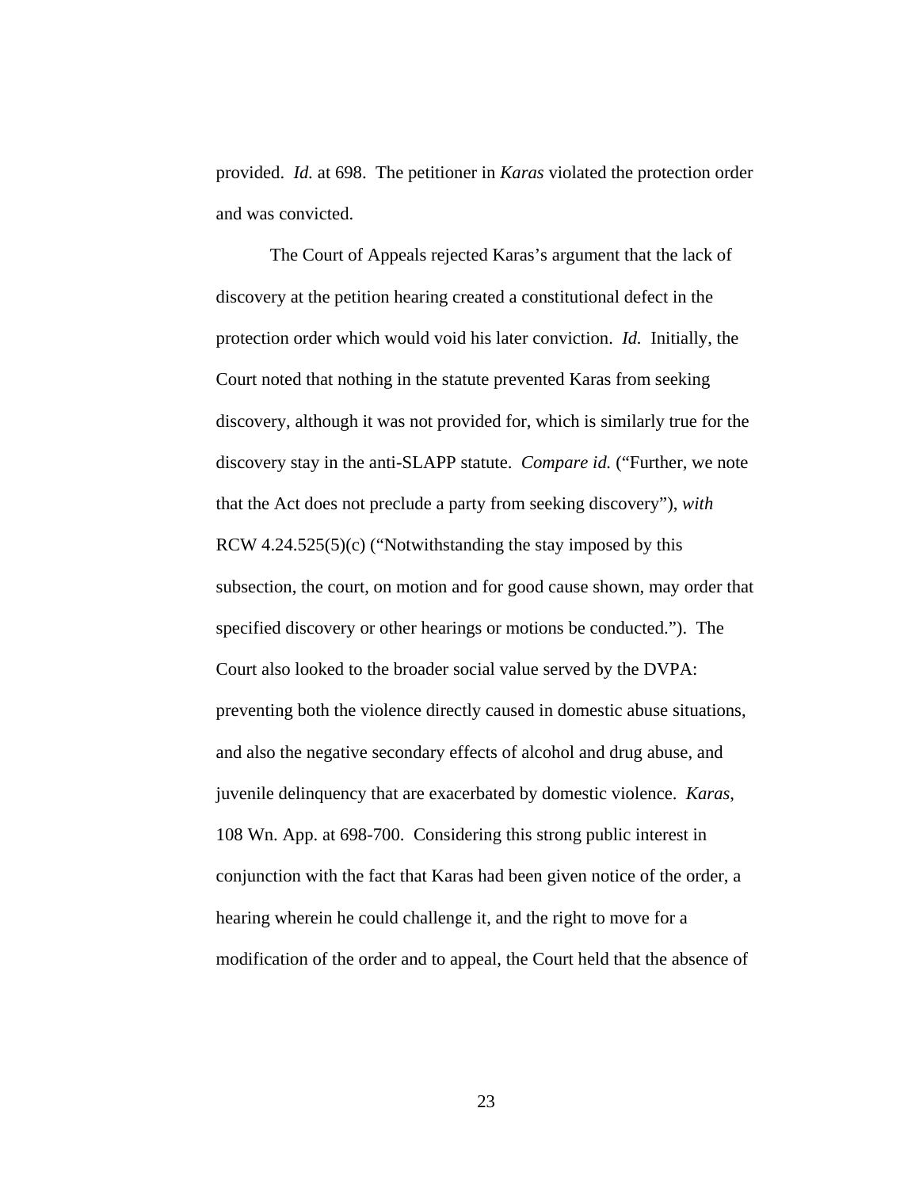provided. *Id.* at 698. The petitioner in *Karas* violated the protection order and was convicted.

The Court of Appeals rejected Karas's argument that the lack of discovery at the petition hearing created a constitutional defect in the protection order which would void his later conviction. *Id.* Initially, the Court noted that nothing in the statute prevented Karas from seeking discovery, although it was not provided for, which is similarly true for the discovery stay in the anti-SLAPP statute. *Compare id.* ("Further, we note that the Act does not preclude a party from seeking discovery"), *with* RCW 4.24.525(5)(c) ("Notwithstanding the stay imposed by this subsection, the court, on motion and for good cause shown, may order that specified discovery or other hearings or motions be conducted."). The Court also looked to the broader social value served by the DVPA: preventing both the violence directly caused in domestic abuse situations, and also the negative secondary effects of alcohol and drug abuse, and juvenile delinquency that are exacerbated by domestic violence. *Karas*, 108 Wn. App. at 698-700. Considering this strong public interest in conjunction with the fact that Karas had been given notice of the order, a hearing wherein he could challenge it, and the right to move for a modification of the order and to appeal, the Court held that the absence of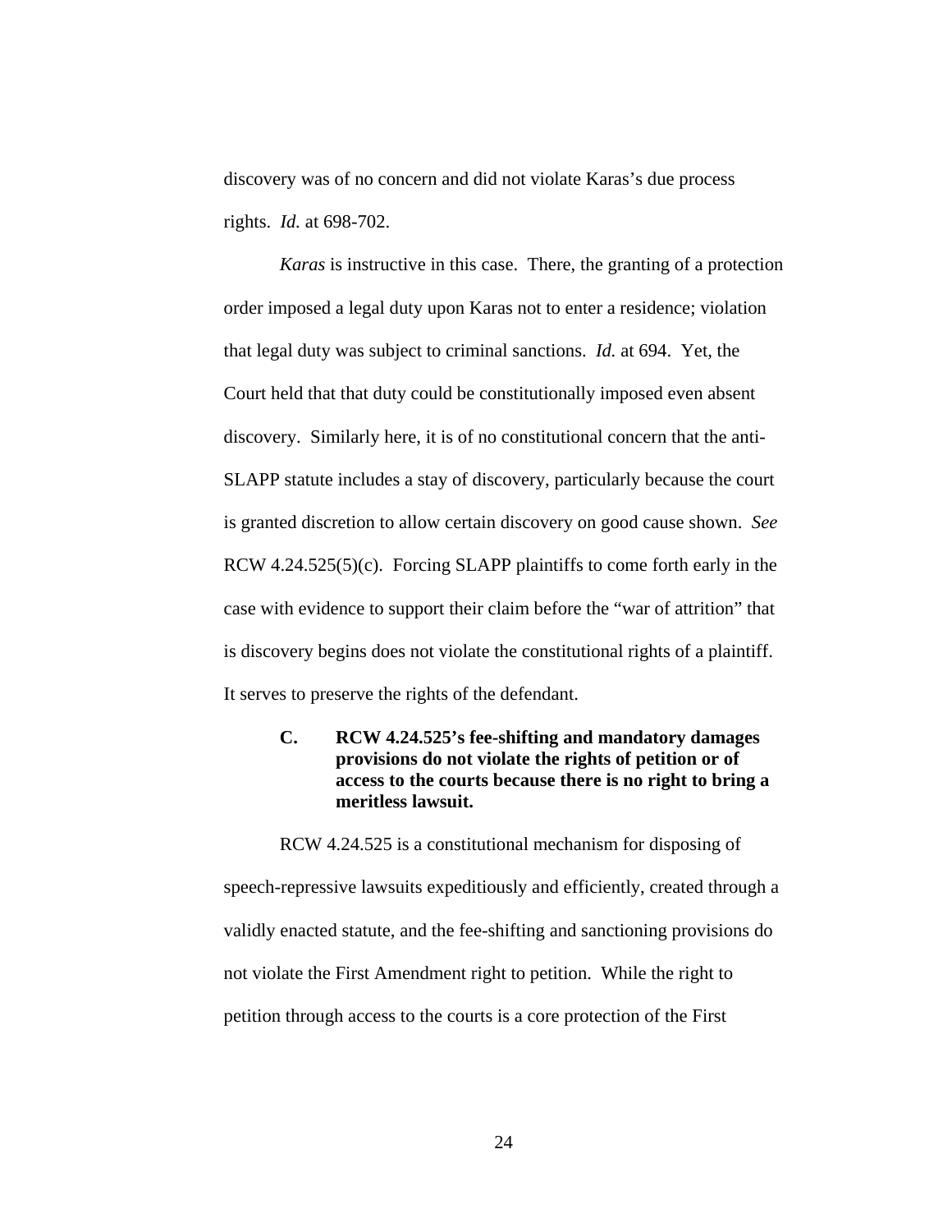discovery was of no concern and did not violate Karas's due process rights. *Id.* at 698-702.

*Karas* is instructive in this case. There, the granting of a protection order imposed a legal duty upon Karas not to enter a residence; violation that legal duty was subject to criminal sanctions. *Id.* at 694. Yet, the Court held that that duty could be constitutionally imposed even absent discovery. Similarly here, it is of no constitutional concern that the anti-SLAPP statute includes a stay of discovery, particularly because the court is granted discretion to allow certain discovery on good cause shown. *See* RCW 4.24.525(5)(c). Forcing SLAPP plaintiffs to come forth early in the case with evidence to support their claim before the "war of attrition" that is discovery begins does not violate the constitutional rights of a plaintiff. It serves to preserve the rights of the defendant.

### C. RCW 4.24.525's fee-shifting and mandatory damages provisions do not violate the rights of petition or of access to the courts because there is no right to bring a meritless lawsuit.

RCW 4.24.525 is a constitutional mechanism for disposing of speech-repressive lawsuits expeditiously and efficiently, created through a validly enacted statute, and the fee-shifting and sanctioning provisions do not violate the First Amendment right to petition. While the right to petition through access to the courts is a core protection of the First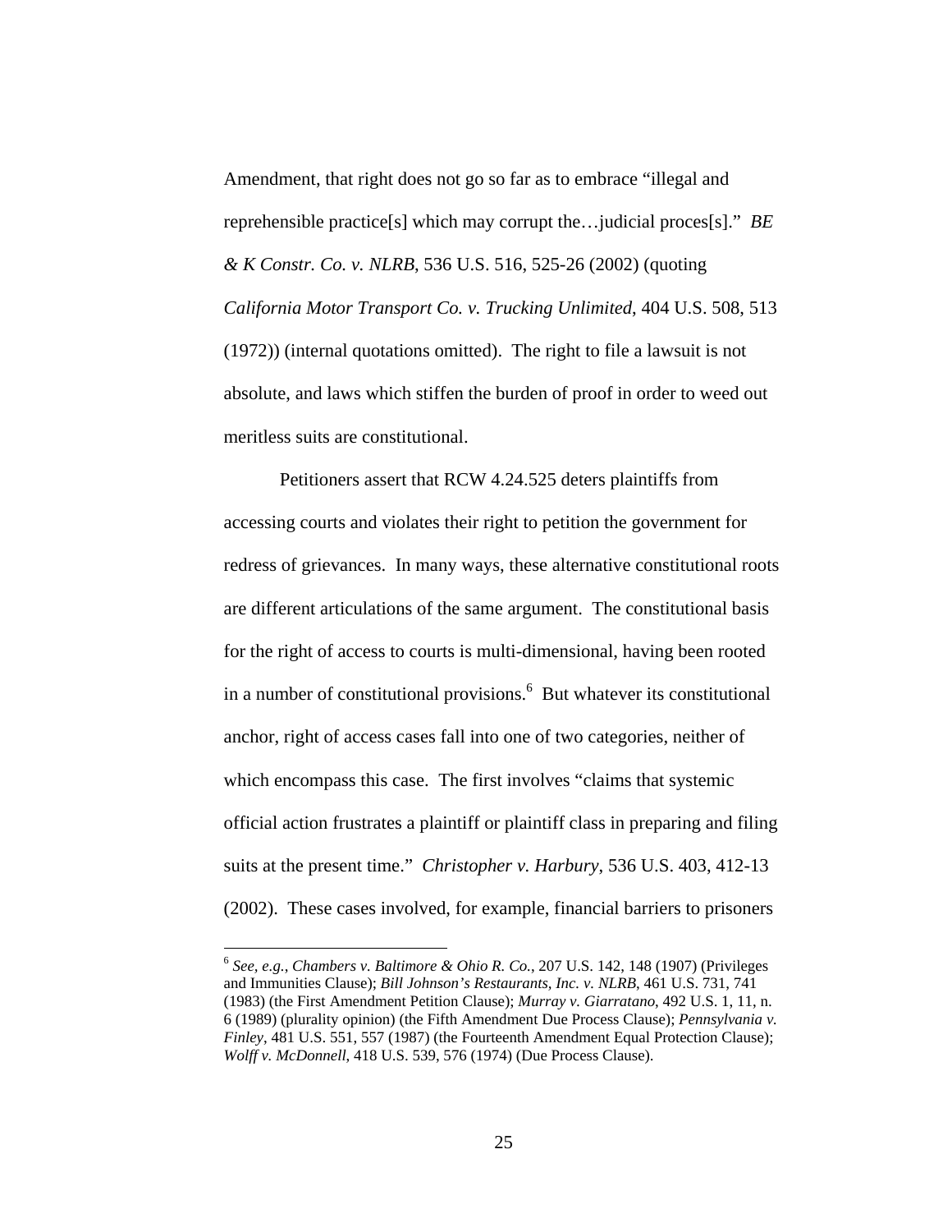Amendment, that right does not go so far as to embrace "illegal and reprehensible practice[s] which may corrupt the…judicial proces[s]." *BE & K Constr. Co. v. NLRB*, 536 U.S. 516, 525-26 (2002) (quoting *California Motor Transport Co. v. Trucking Unlimited*, 404 U.S. 508, 513 (1972)) (internal quotations omitted). The right to file a lawsuit is not absolute, and laws which stiffen the burden of proof in order to weed out meritless suits are constitutional.

Petitioners assert that RCW 4.24.525 deters plaintiffs from accessing courts and violates their right to petition the government for redress of grievances. In many ways, these alternative constitutional roots are different articulations of the same argument. The constitutional basis for the right of access to courts is multi-dimensional, having been rooted in a number of constitutional provisions.[6] But whatever its constitutional anchor, right of access cases fall into one of two categories, neither of which encompass this case. The first involves "claims that systemic official action frustrates a plaintiff or plaintiff class in preparing and filing suits at the present time." *Christopher v. Harbury*, 536 U.S. 403, 412-13 (2002). These cases involved, for example, financial barriers to prisoners

---

[6] *See, e.g.*, *Chambers v. Baltimore & Ohio R. Co.*, 207 U.S. 142, 148 (1907) (Privileges and Immunities Clause); *Bill Johnson's Restaurants, Inc. v. NLRB*, 461 U.S. 731, 741 (1983) (the First Amendment Petition Clause); *Murray v. Giarratano*, 492 U.S. 1, 11, n. 6 (1989) (plurality opinion) (the Fifth Amendment Due Process Clause); *Pennsylvania v. Finley*, 481 U.S. 551, 557 (1987) (the Fourteenth Amendment Equal Protection Clause); *Wolff v. McDonnell*, 418 U.S. 539, 576 (1974) (Due Process Clause).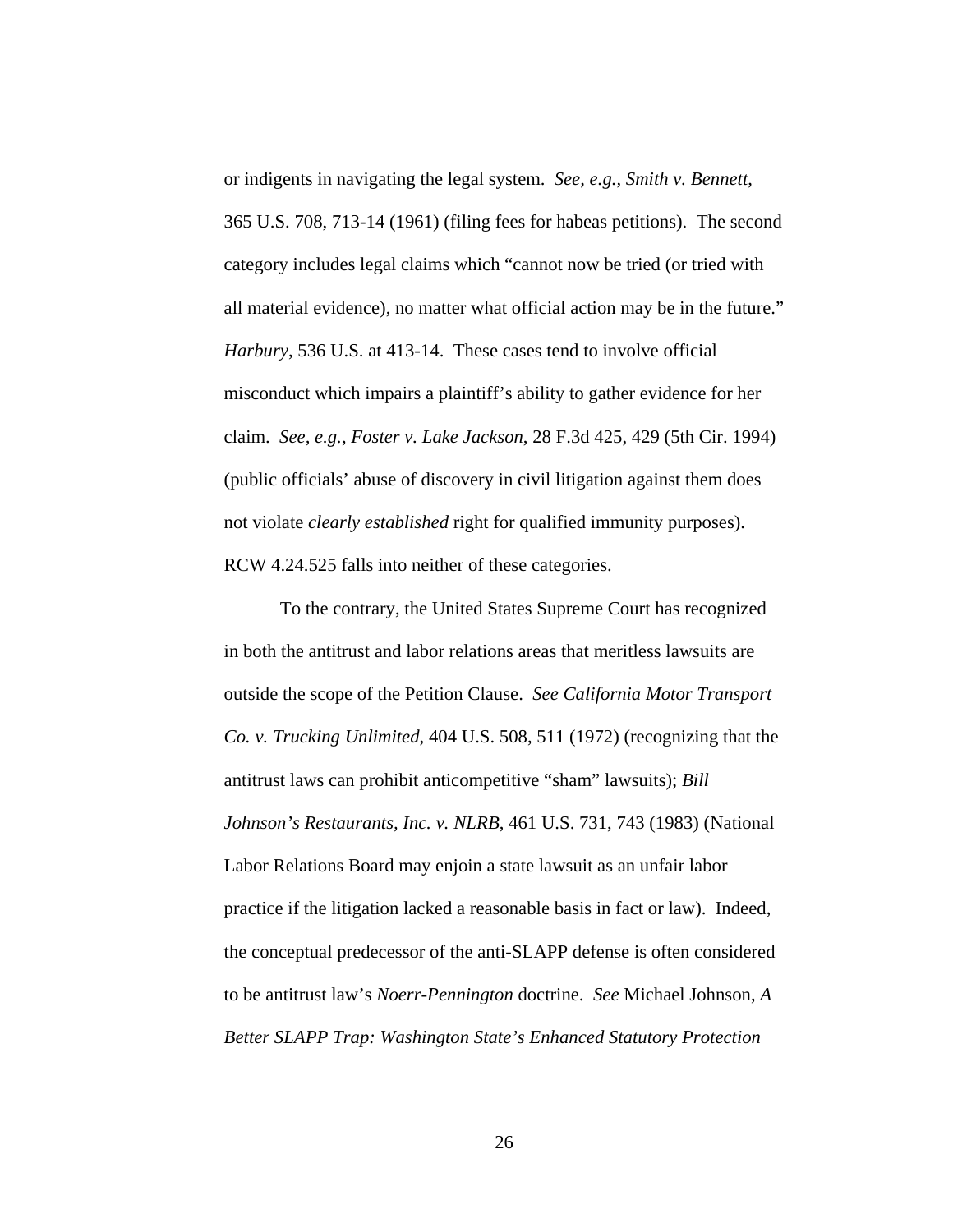or indigents in navigating the legal system. *See, e.g.*, *Smith v. Bennett*, 365 U.S. 708, 713-14 (1961) (filing fees for habeas petitions). The second category includes legal claims which "cannot now be tried (or tried with all material evidence), no matter what official action may be in the future." *Harbury*, 536 U.S. at 413-14. These cases tend to involve official misconduct which impairs a plaintiff's ability to gather evidence for her claim. *See, e.g.*, *Foster v. Lake Jackson*, 28 F.3d 425, 429 (5th Cir. 1994) (public officials' abuse of discovery in civil litigation against them does not violate *clearly established* right for qualified immunity purposes). RCW 4.24.525 falls into neither of these categories.

To the contrary, the United States Supreme Court has recognized in both the antitrust and labor relations areas that meritless lawsuits are outside the scope of the Petition Clause. *See California Motor Transport Co. v. Trucking Unlimited*, 404 U.S. 508, 511 (1972) (recognizing that the antitrust laws can prohibit anticompetitive "sham" lawsuits); *Bill Johnson's Restaurants, Inc. v. NLRB*, 461 U.S. 731, 743 (1983) (National Labor Relations Board may enjoin a state lawsuit as an unfair labor practice if the litigation lacked a reasonable basis in fact or law). Indeed, the conceptual predecessor of the anti-SLAPP defense is often considered to be antitrust law's *Noerr-Pennington* doctrine. *See* Michael Johnson, *A Better SLAPP Trap: Washington State's Enhanced Statutory Protection*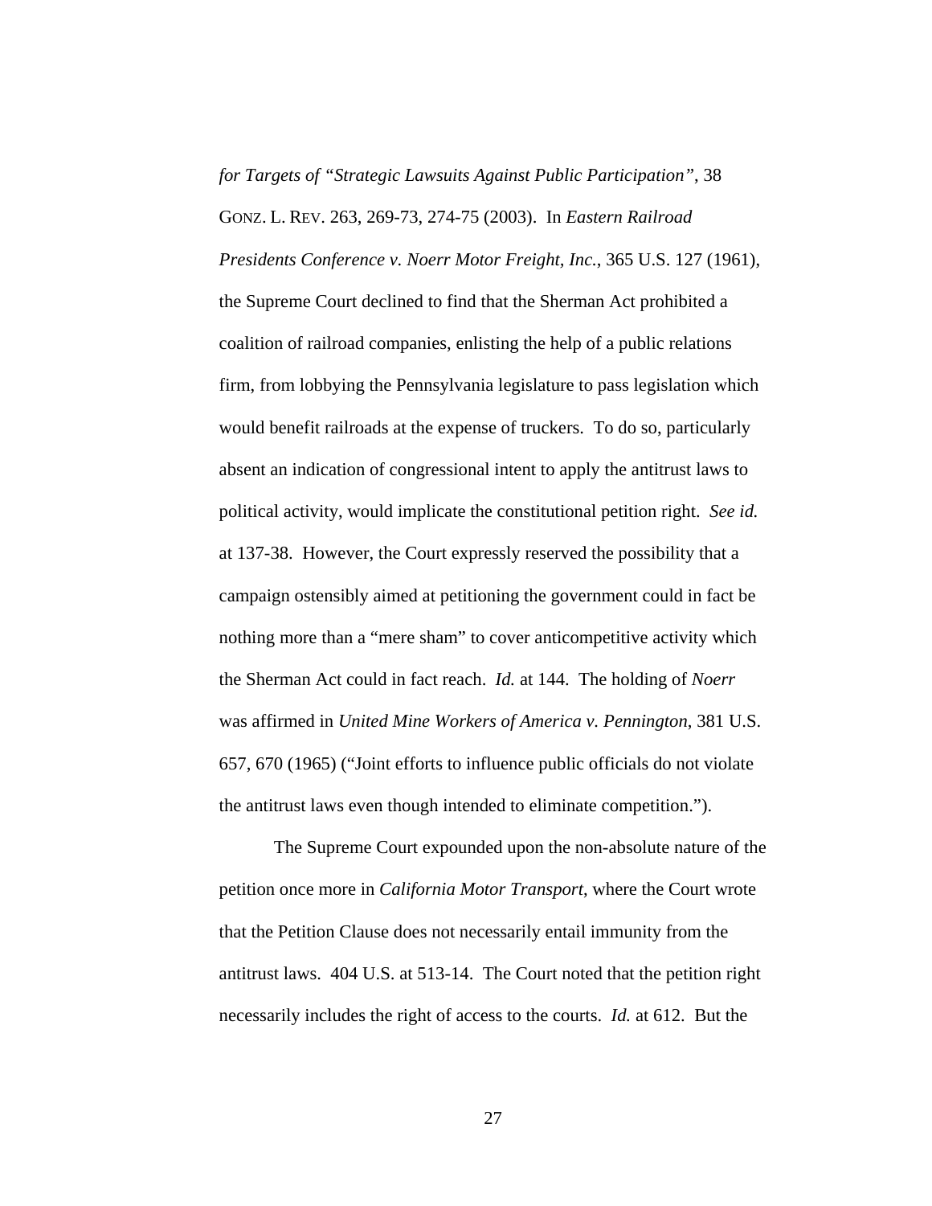*for Targets of "Strategic Lawsuits Against Public Participation"*, 38 GONZ. L. REV. 263, 269-73, 274-75 (2003). In *Eastern Railroad Presidents Conference v. Noerr Motor Freight, Inc.*, 365 U.S. 127 (1961), the Supreme Court declined to find that the Sherman Act prohibited a coalition of railroad companies, enlisting the help of a public relations firm, from lobbying the Pennsylvania legislature to pass legislation which would benefit railroads at the expense of truckers. To do so, particularly absent an indication of congressional intent to apply the antitrust laws to political activity, would implicate the constitutional petition right. *See id.* at 137-38. However, the Court expressly reserved the possibility that a campaign ostensibly aimed at petitioning the government could in fact be nothing more than a "mere sham" to cover anticompetitive activity which the Sherman Act could in fact reach. *Id.* at 144. The holding of *Noerr* was affirmed in *United Mine Workers of America v. Pennington*, 381 U.S. 657, 670 (1965) ("Joint efforts to influence public officials do not violate the antitrust laws even though intended to eliminate competition.").

The Supreme Court expounded upon the non-absolute nature of the petition once more in *California Motor Transport*, where the Court wrote that the Petition Clause does not necessarily entail immunity from the antitrust laws. 404 U.S. at 513-14. The Court noted that the petition right necessarily includes the right of access to the courts. *Id.* at 612. But the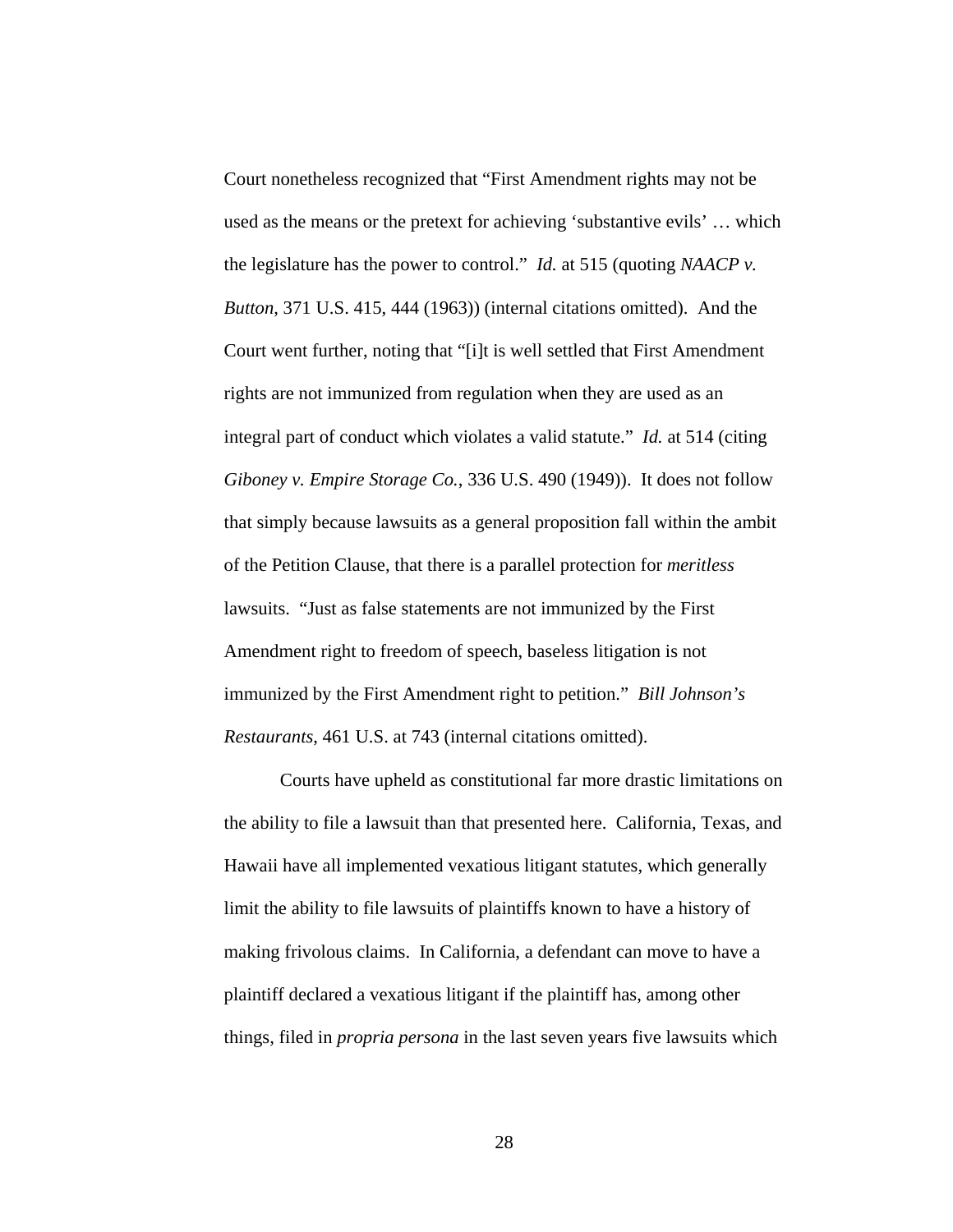Court nonetheless recognized that "First Amendment rights may not be used as the means or the pretext for achieving 'substantive evils' … which the legislature has the power to control." *Id.* at 515 (quoting *NAACP v. Button*, 371 U.S. 415, 444 (1963)) (internal citations omitted). And the Court went further, noting that "[i]t is well settled that First Amendment rights are not immunized from regulation when they are used as an integral part of conduct which violates a valid statute." *Id.* at 514 (citing *Giboney v. Empire Storage Co.*, 336 U.S. 490 (1949)). It does not follow that simply because lawsuits as a general proposition fall within the ambit of the Petition Clause, that there is a parallel protection for *meritless* lawsuits. "Just as false statements are not immunized by the First Amendment right to freedom of speech, baseless litigation is not immunized by the First Amendment right to petition." *Bill Johnson's Restaurants*, 461 U.S. at 743 (internal citations omitted).

Courts have upheld as constitutional far more drastic limitations on the ability to file a lawsuit than that presented here. California, Texas, and Hawaii have all implemented vexatious litigant statutes, which generally limit the ability to file lawsuits of plaintiffs known to have a history of making frivolous claims. In California, a defendant can move to have a plaintiff declared a vexatious litigant if the plaintiff has, among other things, filed in *propria persona* in the last seven years five lawsuits which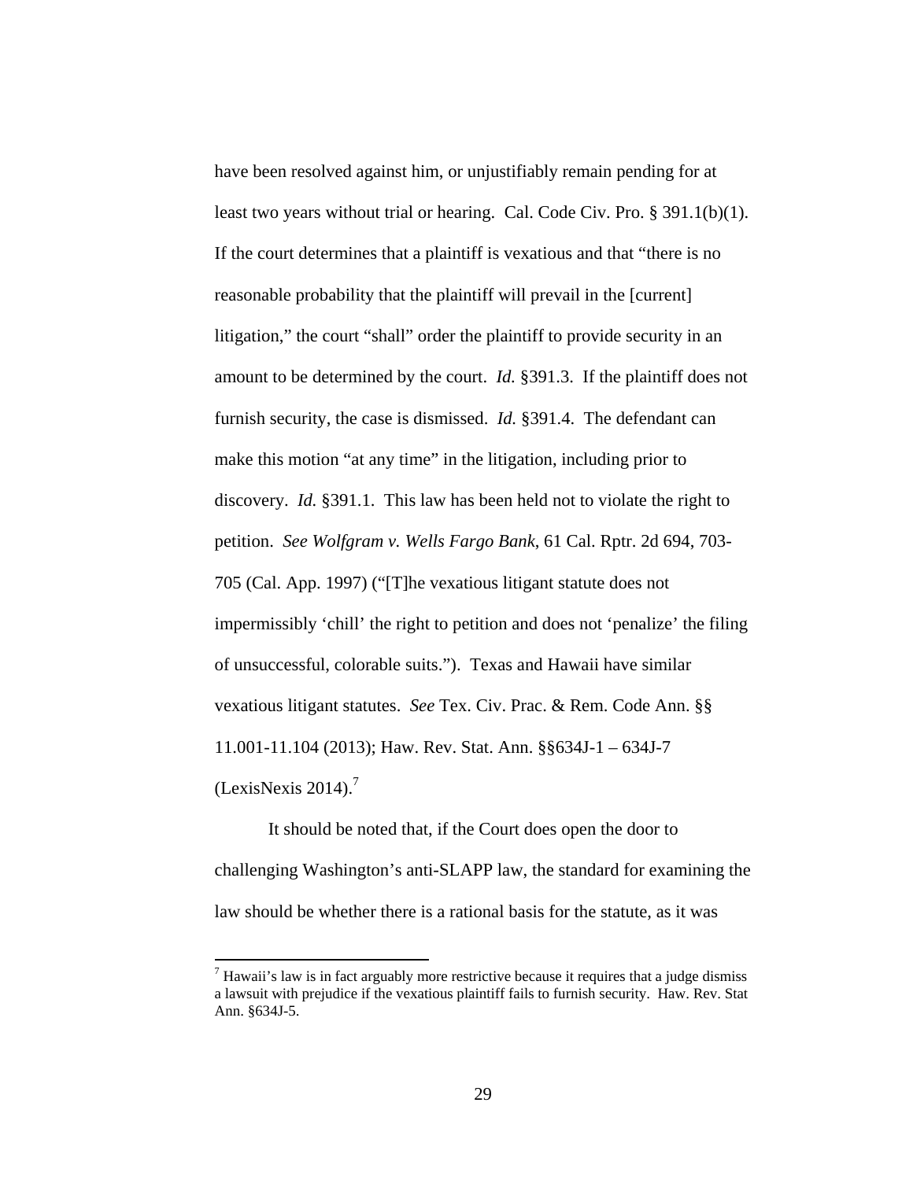have been resolved against him, or unjustifiably remain pending for at least two years without trial or hearing. Cal. Code Civ. Pro. § 391.1(b)(1). If the court determines that a plaintiff is vexatious and that "there is no reasonable probability that the plaintiff will prevail in the [current] litigation," the court "shall" order the plaintiff to provide security in an amount to be determined by the court. *Id.* §391.3. If the plaintiff does not furnish security, the case is dismissed. *Id.* §391.4. The defendant can make this motion "at any time" in the litigation, including prior to discovery. *Id.* §391.1. This law has been held not to violate the right to petition. *See Wolfgram v. Wells Fargo Bank*, 61 Cal. Rptr. 2d 694, 703-705 (Cal. App. 1997) ("[T]he vexatious litigant statute does not impermissibly 'chill' the right to petition and does not 'penalize' the filing of unsuccessful, colorable suits."). Texas and Hawaii have similar vexatious litigant statutes. *See* Tex. Civ. Prac. & Rem. Code Ann. §§ 11.001-11.104 (2013); Haw. Rev. Stat. Ann. §§634J-1 – 634J-7 (LexisNexis 2014).[7]

It should be noted that, if the Court does open the door to challenging Washington's anti-SLAPP law, the standard for examining the law should be whether there is a rational basis for the statute, as it was

[7] Hawaii's law is in fact arguably more restrictive because it requires that a judge dismiss a lawsuit with prejudice if the vexatious plaintiff fails to furnish security. Haw. Rev. Stat Ann. §634J-5.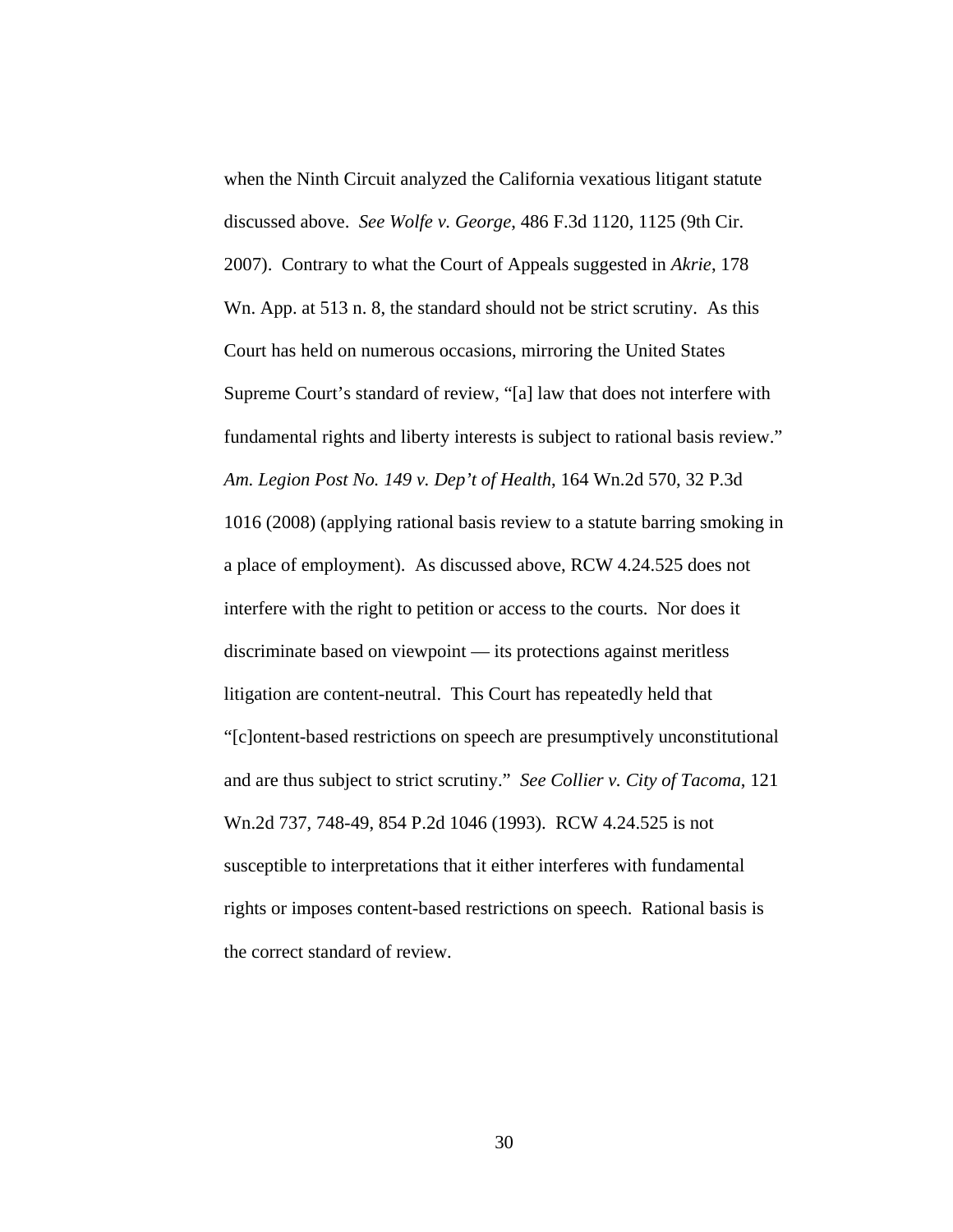when the Ninth Circuit analyzed the California vexatious litigant statute discussed above. *See Wolfe v. George*, 486 F.3d 1120, 1125 (9th Cir. 2007). Contrary to what the Court of Appeals suggested in *Akrie*, 178 Wn. App. at 513 n. 8, the standard should not be strict scrutiny. As this Court has held on numerous occasions, mirroring the United States Supreme Court's standard of review, "[a] law that does not interfere with fundamental rights and liberty interests is subject to rational basis review." *Am. Legion Post No. 149 v. Dep't of Health*, 164 Wn.2d 570, 32 P.3d 1016 (2008) (applying rational basis review to a statute barring smoking in a place of employment). As discussed above, RCW 4.24.525 does not interfere with the right to petition or access to the courts. Nor does it discriminate based on viewpoint — its protections against meritless litigation are content-neutral. This Court has repeatedly held that "[c]ontent-based restrictions on speech are presumptively unconstitutional and are thus subject to strict scrutiny." *See Collier v. City of Tacoma*, 121 Wn.2d 737, 748-49, 854 P.2d 1046 (1993). RCW 4.24.525 is not susceptible to interpretations that it either interferes with fundamental rights or imposes content-based restrictions on speech. Rational basis is the correct standard of review.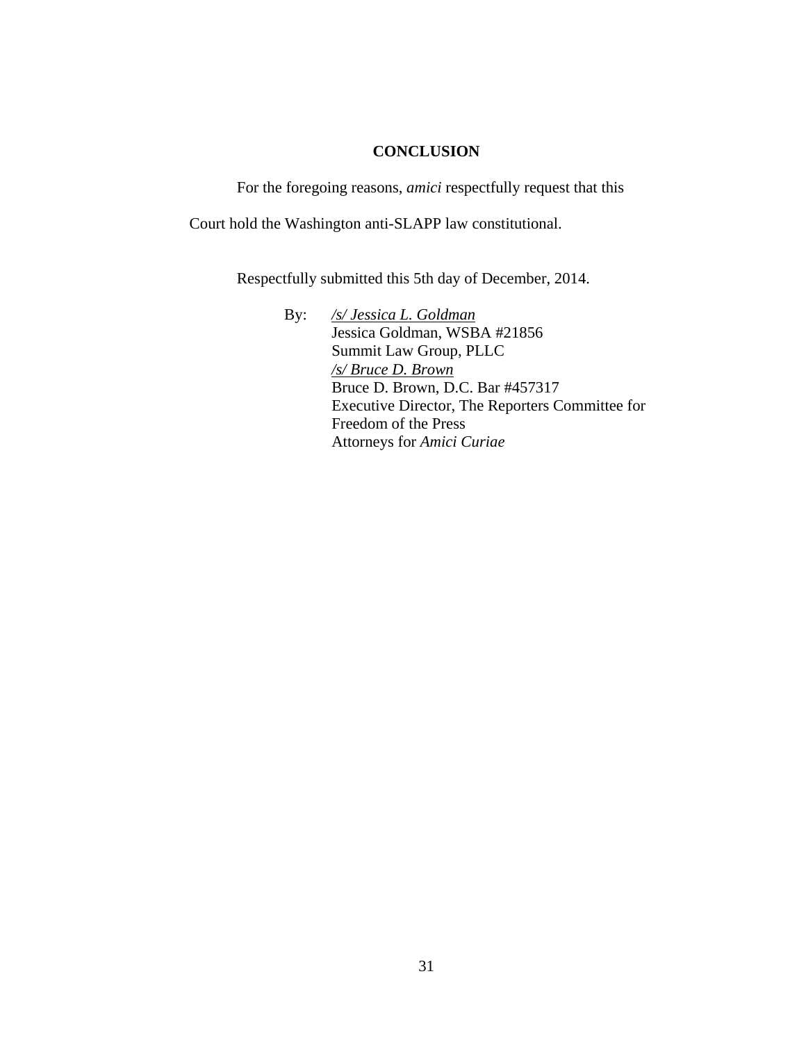## CONCLUSION

For the foregoing reasons, *amici* respectfully request that this Court hold the Washington anti-SLAPP law constitutional.

Respectfully submitted this 5th day of December, 2014.

By: *<u>/s/ Jessica L. Goldman</u>*
Jessica Goldman, WSBA #21856
Summit Law Group, PLLC
*<u>/s/ Bruce D. Brown</u>*
Bruce D. Brown, D.C. Bar #457317
Executive Director, The Reporters Committee for Freedom of the Press
Attorneys for *Amici Curiae*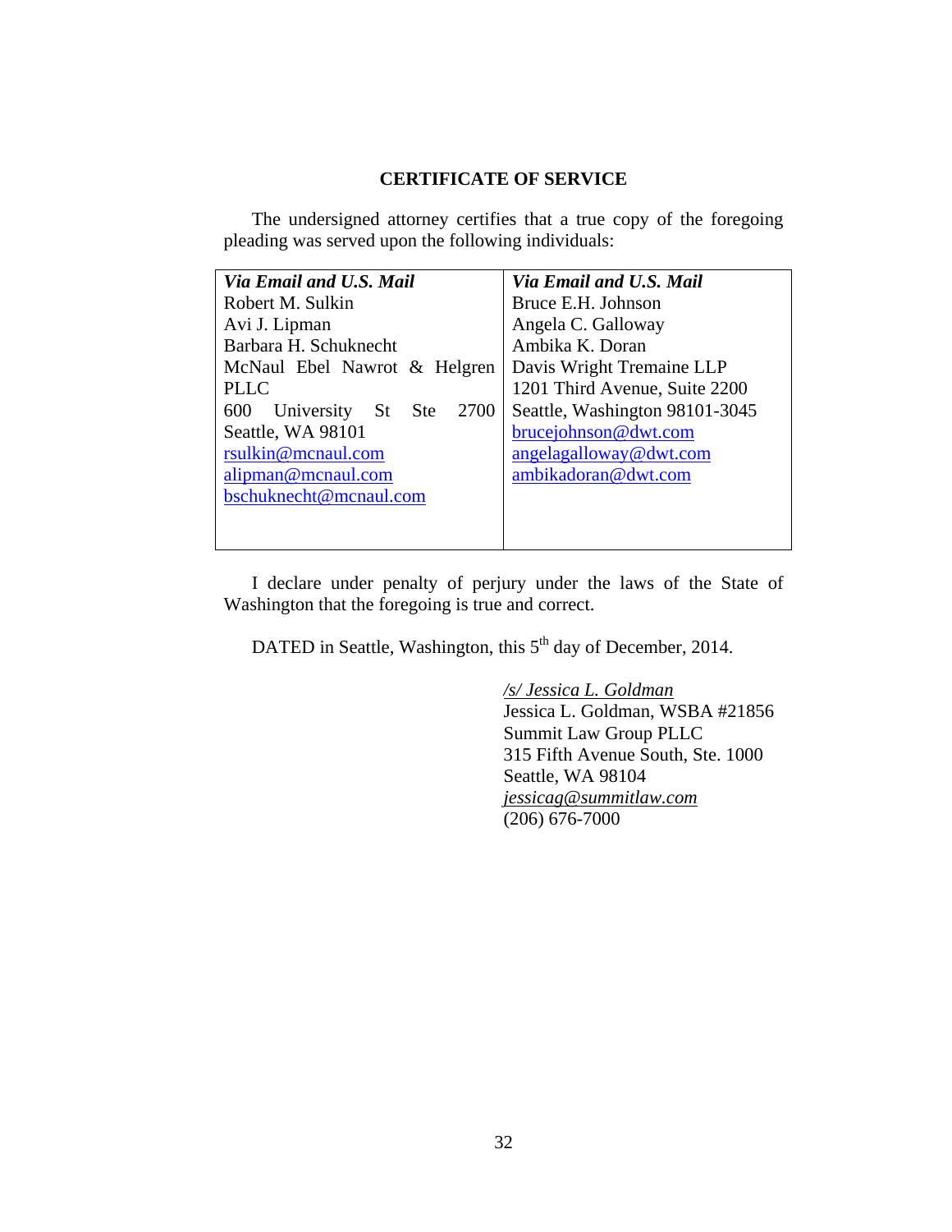## CERTIFICATE OF SERVICE

The undersigned attorney certifies that a true copy of the foregoing pleading was served upon the following individuals:

| | |
|---|---|
| ***Via Email and U.S. Mail***<br>Robert M. Sulkin<br>Avi J. Lipman<br>Barbara H. Schuknecht<br>McNaul Ebel Nawrot & Helgren PLLC<br>600 University St Ste 2700<br>Seattle, WA 98101<br>rsulkin@mcnaul.com<br>alipman@mcnaul.com<br>bschuknecht@mcnaul.com | ***Via Email and U.S. Mail***<br>Bruce E.H. Johnson<br>Angela C. Galloway<br>Ambika K. Doran<br>Davis Wright Tremaine LLP<br>1201 Third Avenue, Suite 2200<br>Seattle, Washington 98101-3045<br>brucejohnson@dwt.com<br>angelagalloway@dwt.com<br>ambikadoran@dwt.com |

I declare under penalty of perjury under the laws of the State of Washington that the foregoing is true and correct.

DATED in Seattle, Washington, this 5th day of December, 2014.

*/s/ Jessica L. Goldman*
Jessica L. Goldman, WSBA #21856
Summit Law Group PLLC
315 Fifth Avenue South, Ste. 1000
Seattle, WA 98104
*jessicag@summitlaw.com*
(206) 676-7000